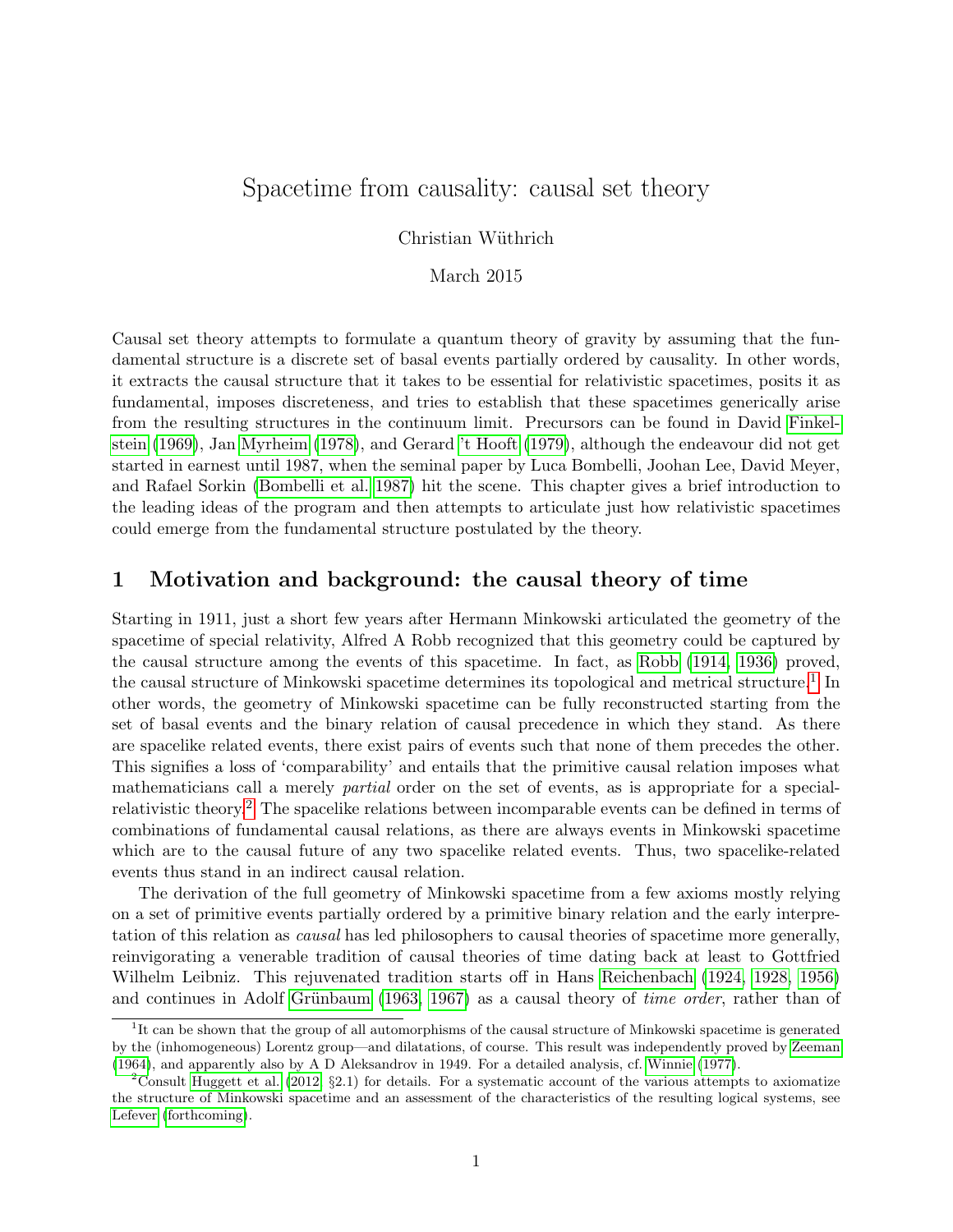# Spacetime from causality: causal set theory

Christian Wüthrich

March 2015

Causal set theory attempts to formulate a quantum theory of gravity by assuming that the fundamental structure is a discrete set of basal events partially ordered by causality. In other words, it extracts the causal structure that it takes to be essential for relativistic spacetimes, posits it as fundamental, imposes discreteness, and tries to establish that these spacetimes generically arise from the resulting structures in the continuum limit. Precursors can be found in David Finkelstein (1969), Jan Myrheim (1978), and Gerard 't Hooft (1979), although the endeavour did not get started in earnest until 1987, when the seminal paper by Luca Bombelli, Joohan Lee, David Meyer, and Rafael Sorkin (Bombelli et al. 1987) hit the scene. This chapter gives a brief introduction to the leading ideas of the program and then attempts to articulate just how relativistic spacetimes could emerge from the fundamental structure postulated by the theory.

## 1 Motivation and background: the causal theory of time

Starting in 1911, just a short few years after Hermann Minkowski articulated the geometry of the spacetime of special relativity, Alfred A Robb recognized that this geometry could be captured by the causal structure among the events of this spacetime. In fact, as Robb (1914, 1936) proved, the causal structure of Minkowski spacetime determines its topological and metrical structure.[1] In other words, the geometry of Minkowski spacetime can be fully reconstructed starting from the set of basal events and the binary relation of causal precedence in which they stand. As there are spacelike related events, there exist pairs of events such that none of them precedes the other. This signifies a loss of 'comparability' and entails that the primitive causal relation imposes what mathematicians call a merely *partial* order on the set of events, as is appropriate for a special-relativistic theory.[2] The spacelike relations between incomparable events can be defined in terms of combinations of fundamental causal relations, as there are always events in Minkowski spacetime which are to the causal future of any two spacelike related events. Thus, two spacelike-related events thus stand in an indirect causal relation.

The derivation of the full geometry of Minkowski spacetime from a few axioms mostly relying on a set of primitive events partially ordered by a primitive binary relation and the early interpretation of this relation as *causal* has led philosophers to causal theories of spacetime more generally, reinvigorating a venerable tradition of causal theories of time dating back at least to Gottfried Wilhelm Leibniz. This rejuvenated tradition starts off in Hans Reichenbach (1924, 1928, 1956) and continues in Adolf Grünbaum (1963, 1967) as a causal theory of *time order*, rather than of

[1] It can be shown that the group of all automorphisms of the causal structure of Minkowski spacetime is generated by the (inhomogeneous) Lorentz group—and dilatations, of course. This result was independently proved by Zeeman (1964), and apparently also by A D Aleksandrov in 1949. For a detailed analysis, cf. Winnie (1977).

[2] Consult Huggett et al. (2012, §2.1) for details. For a systematic account of the various attempts to axiomatize the structure of Minkowski spacetime and an assessment of the characteristics of the resulting logical systems, see Lefever (forthcoming).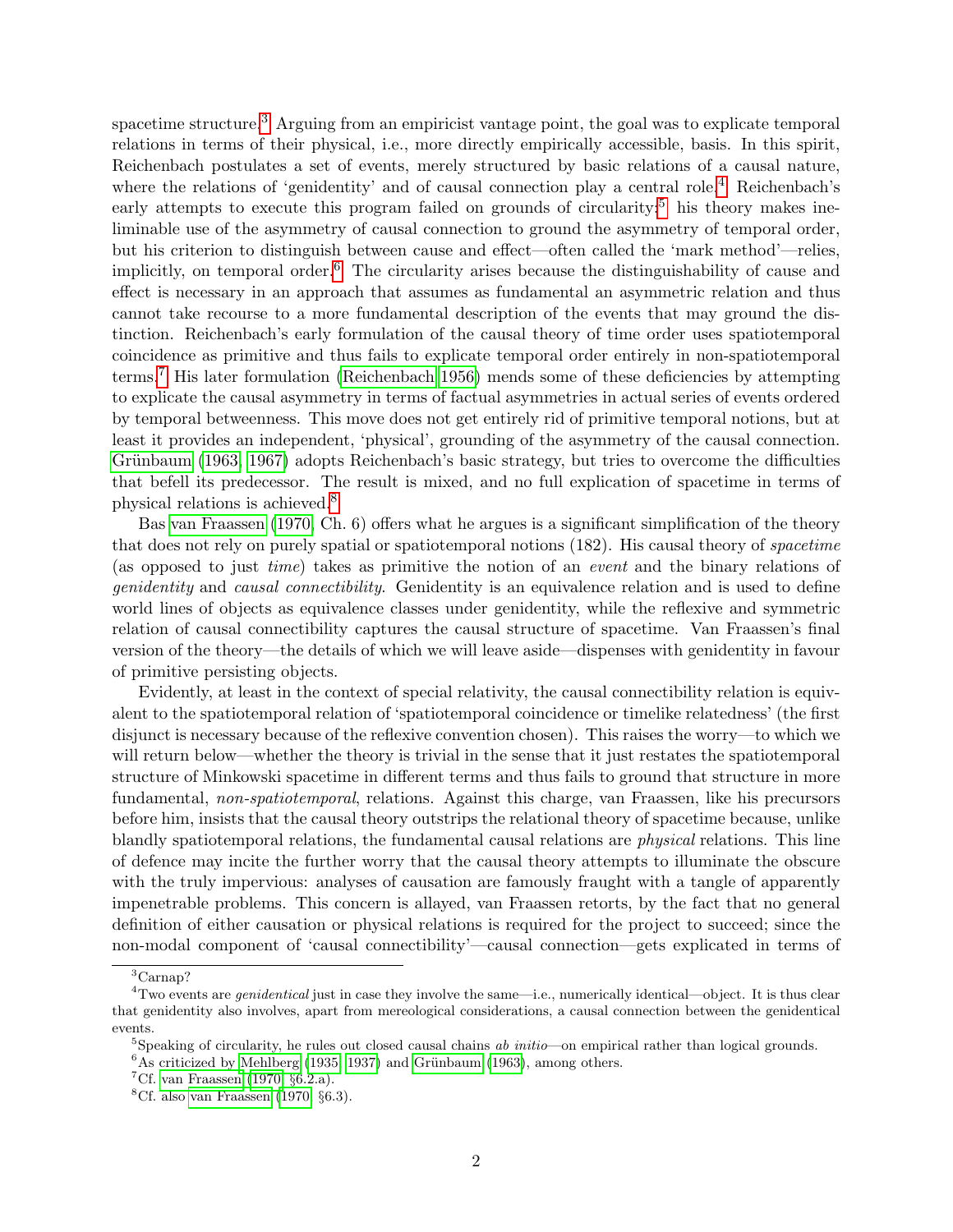spacetime structure.[3] Arguing from an empiricist vantage point, the goal was to explicate temporal relations in terms of their physical, i.e., more directly empirically accessible, basis. In this spirit, Reichenbach postulates a set of events, merely structured by basic relations of a causal nature, where the relations of 'genidentity' and of causal connection play a central role.[4] Reichenbach's early attempts to execute this program failed on grounds of circularity:[5] his theory makes ineliminable use of the asymmetry of causal connection to ground the asymmetry of temporal order, but his criterion to distinguish between cause and effect—often called the 'mark method'—relies, implicitly, on temporal order.[6] The circularity arises because the distinguishability of cause and effect is necessary in an approach that assumes as fundamental an asymmetric relation and thus cannot take recourse to a more fundamental description of the events that may ground the distinction. Reichenbach's early formulation of the causal theory of time order uses spatiotemporal coincidence as primitive and thus fails to explicate temporal order entirely in non-spatiotemporal terms.[7] His later formulation (Reichenbach 1956) mends some of these deficiencies by attempting to explicate the causal asymmetry in terms of factual asymmetries in actual series of events ordered by temporal betweenness. This move does not get entirely rid of primitive temporal notions, but at least it provides an independent, 'physical', grounding of the asymmetry of the causal connection. Grünbaum (1963, 1967) adopts Reichenbach's basic strategy, but tries to overcome the difficulties that befell its predecessor. The result is mixed, and no full explication of spacetime in terms of physical relations is achieved.[8]

Bas van Fraassen (1970, Ch. 6) offers what he argues is a significant simplification of the theory that does not rely on purely spatial or spatiotemporal notions (182). His causal theory of *spacetime* (as opposed to just *time*) takes as primitive the notion of an *event* and the binary relations of *genidentity* and *causal connectibility*. Genidentity is an equivalence relation and is used to define world lines of objects as equivalence classes under genidentity, while the reflexive and symmetric relation of causal connectibility captures the causal structure of spacetime. Van Fraassen's final version of the theory—the details of which we will leave aside—dispenses with genidentity in favour of primitive persisting objects.

Evidently, at least in the context of special relativity, the causal connectibility relation is equivalent to the spatiotemporal relation of 'spatiotemporal coincidence or timelike relatedness' (the first disjunct is necessary because of the reflexive convention chosen). This raises the worry—to which we will return below—whether the theory is trivial in the sense that it just restates the spatiotemporal structure of Minkowski spacetime in different terms and thus fails to ground that structure in more fundamental, *non-spatiotemporal*, relations. Against this charge, van Fraassen, like his precursors before him, insists that the causal theory outstrips the relational theory of spacetime because, unlike blandly spatiotemporal relations, the fundamental causal relations are *physical* relations. This line of defence may incite the further worry that the causal theory attempts to illuminate the obscure with the truly impervious: analyses of causation are famously fraught with a tangle of apparently impenetrable problems. This concern is allayed, van Fraassen retorts, by the fact that no general definition of either causation or physical relations is required for the project to succeed; since the non-modal component of 'causal connectibility'—causal connection—gets explicated in terms of

---

[3] Carnap?

[4] Two events are *genidentical* just in case they involve the same—i.e., numerically identical—object. It is thus clear that genidentity also involves, apart from mereological considerations, a causal connection between the genidentical events.

[5] Speaking of circularity, he rules out closed causal chains *ab initio*—on empirical rather than logical grounds.

[6] As criticized by Mehlberg (1935, 1937) and Grünbaum (1963), among others.

[7] Cf. van Fraassen (1970, §6.2.a).

[8] Cf. also van Fraassen (1970, §6.3).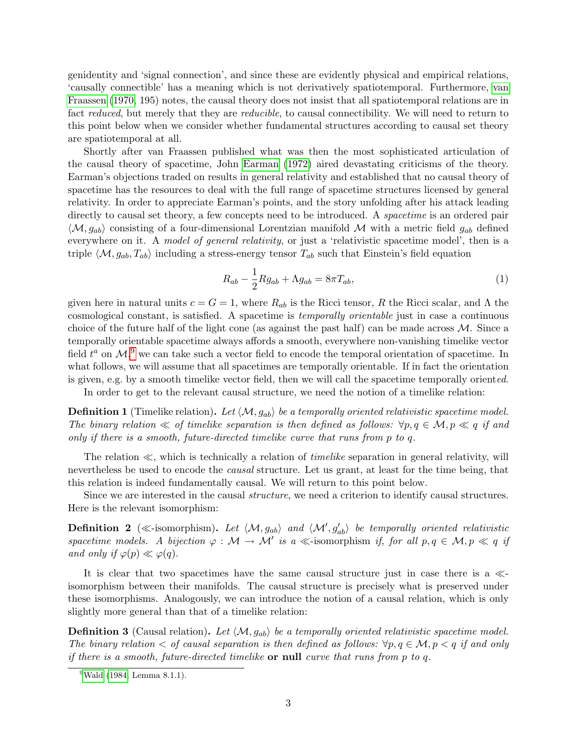genidentity and 'signal connection', and since these are evidently physical and empirical relations, 'causally connectible' has a meaning which is not derivatively spatiotemporal. Furthermore, van Fraassen (1970, 195) notes, the causal theory does not insist that all spatiotemporal relations are in fact *reduced*, but merely that they are *reducible*, to causal connectibility. We will need to return to this point below when we consider whether fundamental structures according to causal set theory are spatiotemporal at all.

Shortly after van Fraassen published what was then the most sophisticated articulation of the causal theory of spacetime, John Earman (1972) aired devastating criticisms of the theory. Earman's objections traded on results in general relativity and established that no causal theory of spacetime has the resources to deal with the full range of spacetime structures licensed by general relativity. In order to appreciate Earman's points, and the story unfolding after his attack leading directly to causal set theory, a few concepts need to be introduced. A *spacetime* is an ordered pair $\langle \mathcal{M}, g_{ab} \rangle$ consisting of a four-dimensional Lorentzian manifold $\mathcal{M}$ with a metric field $g_{ab}$ defined everywhere on it. A *model of general relativity*, or just a 'relativistic spacetime model', then is a triple $\langle \mathcal{M}, g_{ab}, T_{ab} \rangle$ including a stress-energy tensor $T_{ab}$ such that Einstein's field equation

$$R_{ab} - \frac{1}{2} R g_{ab} + \Lambda g_{ab} = 8\pi T_{ab}, \tag{1}$$

given here in natural units $c = G = 1$, where $R_{ab}$ is the Ricci tensor, $R$ the Ricci scalar, and $\Lambda$ the cosmological constant, is satisfied. A spacetime is *temporally orientable* just in case a continuous choice of the future half of the light cone (as against the past half) can be made across $\mathcal{M}$. Since a temporally orientable spacetime always affords a smooth, everywhere non-vanishing timelike vector field $t^a$ on $\mathcal{M}$,[9] we can take such a vector field to encode the temporal orientation of spacetime. In what follows, we will assume that all spacetimes are temporally orientable. If in fact the orientation is given, e.g. by a smooth timelike vector field, then we will call the spacetime temporally orient*ed*.

In order to get to the relevant causal structure, we need the notion of a timelike relation:

**Definition 1** (Timelike relation)**.** *Let $\langle \mathcal{M}, g_{ab} \rangle$ be a temporally oriented relativistic spacetime model. The binary relation $\ll$ of timelike separation is then defined as follows: $\forall p, q \in \mathcal{M}, p \ll q$ if and only if there is a smooth, future-directed timelike curve that runs from $p$ to $q$.*

The relation $\ll$, which is technically a relation of *timelike* separation in general relativity, will nevertheless be used to encode the *causal* structure. Let us grant, at least for the time being, that this relation is indeed fundamentally causal. We will return to this point below.

Since we are interested in the causal *structure*, we need a criterion to identify causal structures. Here is the relevant isomorphism:

**Definition 2** ($\ll$-isomorphism)**.** *Let $\langle \mathcal{M}, g_{ab} \rangle$ and $\langle \mathcal{M}', g'_{ab} \rangle$ be temporally oriented relativistic spacetime models. A bijection $\varphi : \mathcal{M} \to \mathcal{M}'$ is a* $\ll$-isomorphism *if, for all $p, q \in \mathcal{M}, p \ll q$ if and only if $\varphi(p) \ll \varphi(q)$.*

It is clear that two spacetimes have the same causal structure just in case there is a $\ll$-isomorphism between their manifolds. The causal structure is precisely what is preserved under these isomorphisms. Analogously, we can introduce the notion of a causal relation, which is only slightly more general than that of a timelike relation:

**Definition 3** (Causal relation)**.** *Let $\langle \mathcal{M}, g_{ab} \rangle$ be a temporally oriented relativistic spacetime model. The binary relation $<$ of causal separation is then defined as follows: $\forall p, q \in \mathcal{M}, p < q$ if and only if there is a smooth, future-directed timelike* **or null** *curve that runs from $p$ to $q$.*

[9] Wald (1984, Lemma 8.1.1).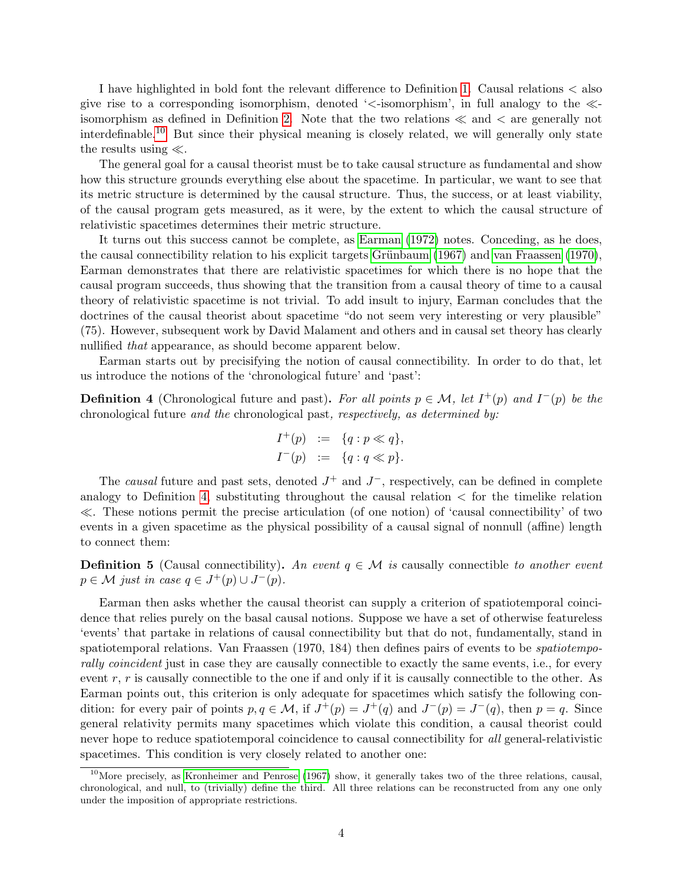I have highlighted in bold font the relevant difference to Definition 1. Causal relations $<$ also give rise to a corresponding isomorphism, denoted '$<$-isomorphism', in full analogy to the $\ll$-isomorphism as defined in Definition 2. Note that the two relations $\ll$ and $<$ are generally not interdefinable.[10] But since their physical meaning is closely related, we will generally only state the results using $\ll$.

The general goal for a causal theorist must be to take causal structure as fundamental and show how this structure grounds everything else about the spacetime. In particular, we want to see that its metric structure is determined by the causal structure. Thus, the success, or at least viability, of the causal program gets measured, as it were, by the extent to which the causal structure of relativistic spacetimes determines their metric structure.

It turns out this success cannot be complete, as Earman (1972) notes. Conceding, as he does, the causal connectibility relation to his explicit targets Grünbaum (1967) and van Fraassen (1970), Earman demonstrates that there are relativistic spacetimes for which there is no hope that the causal program succeeds, thus showing that the transition from a causal theory of time to a causal theory of relativistic spacetime is not trivial. To add insult to injury, Earman concludes that the doctrines of the causal theorist about spacetime "do not seem very interesting or very plausible" (75). However, subsequent work by David Malament and others and in causal set theory has clearly nullified *that* appearance, as should become apparent below.

Earman starts out by precisifying the notion of causal connectibility. In order to do that, let us introduce the notions of the 'chronological future' and 'past':

**Definition 4** (Chronological future and past)**.** *For all points $p \in \mathcal{M}$, let $I^+(p)$ and $I^-(p)$ be the* chronological future *and the* chronological past*, respectively, as determined by:*

$$
\begin{aligned}
I^+(p) &:= \{q : p \ll q\}, \\
I^-(p) &:= \{q : q \ll p\}.
\end{aligned}
$$

The *causal* future and past sets, denoted $J^+$ and $J^-$, respectively, can be defined in complete analogy to Definition 4, substituting throughout the causal relation $<$ for the timelike relation $\ll$. These notions permit the precise articulation (of one notion) of 'causal connectibility' of two events in a given spacetime as the physical possibility of a causal signal of nonnull (affine) length to connect them:

**Definition 5** (Causal connectibility)**.** *An event $q \in \mathcal{M}$ is* causally connectible *to another event $p \in \mathcal{M}$ just in case $q \in J^+(p) \cup J^-(p)$.*

Earman then asks whether the causal theorist can supply a criterion of spatiotemporal coincidence that relies purely on the basal causal notions. Suppose we have a set of otherwise featureless 'events' that partake in relations of causal connectibility but that do not, fundamentally, stand in spatiotemporal relations. Van Fraassen (1970, 184) then defines pairs of events to be *spatiotemporally coincident* just in case they are causally connectible to exactly the same events, i.e., for every event $r$, $r$ is causally connectible to the one if and only if it is causally connectible to the other. As Earman points out, this criterion is only adequate for spacetimes which satisfy the following condition: for every pair of points $p, q \in \mathcal{M}$, if $J^+(p) = J^+(q)$ and $J^-(p) = J^-(q)$, then $p = q$. Since general relativity permits many spacetimes which violate this condition, a causal theorist could never hope to reduce spatiotemporal coincidence to causal connectibility for *all* general-relativistic spacetimes. This condition is very closely related to another one:

[10] More precisely, as Kronheimer and Penrose (1967) show, it generally takes two of the three relations, causal, chronological, and null, to (trivially) define the third. All three relations can be reconstructed from any one only under the imposition of appropriate restrictions.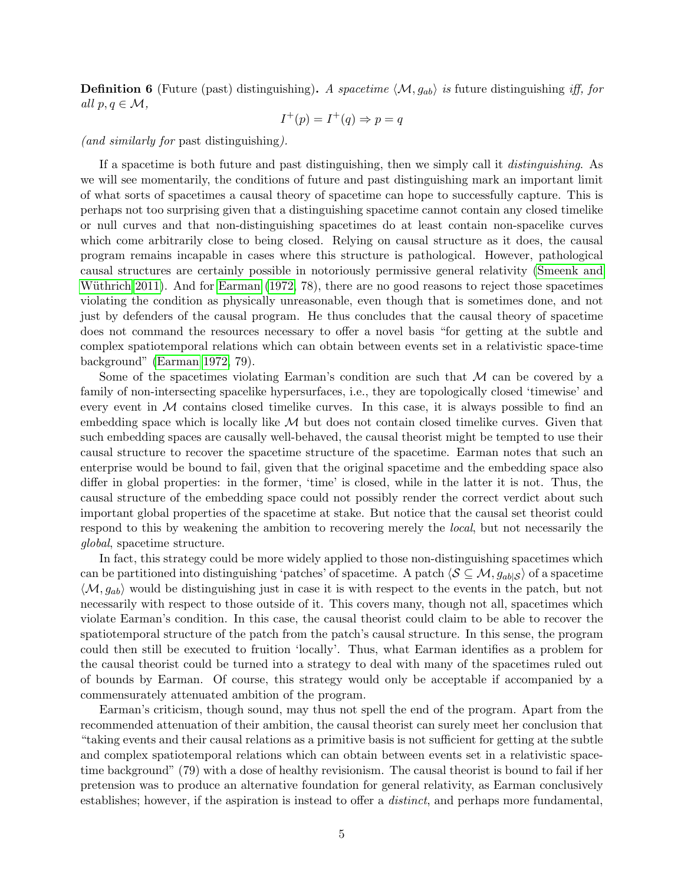**Definition 6** (Future (past) distinguishing)**.** *A spacetime* $\langle \mathcal{M}, g_{ab} \rangle$ *is* future distinguishing *iff, for all* $p, q \in \mathcal{M}$,

$$I^+(p) = I^+(q) \Rightarrow p = q$$

*(and similarly for* past distinguishing*).*

If a spacetime is both future and past distinguishing, then we simply call it *distinguishing*. As we will see momentarily, the conditions of future and past distinguishing mark an important limit of what sorts of spacetimes a causal theory of spacetime can hope to successfully capture. This is perhaps not too surprising given that a distinguishing spacetime cannot contain any closed timelike or null curves and that non-distinguishing spacetimes do at least contain non-spacelike curves which come arbitrarily close to being closed. Relying on causal structure as it does, the causal program remains incapable in cases where this structure is pathological. However, pathological causal structures are certainly possible in notoriously permissive general relativity (Smeenk and Wüthrich 2011). And for Earman (1972, 78), there are no good reasons to reject those spacetimes violating the condition as physically unreasonable, even though that is sometimes done, and not just by defenders of the causal program. He thus concludes that the causal theory of spacetime does not command the resources necessary to offer a novel basis "for getting at the subtle and complex spatiotemporal relations which can obtain between events set in a relativistic space-time background" (Earman 1972, 79).

Some of the spacetimes violating Earman's condition are such that $\mathcal{M}$ can be covered by a family of non-intersecting spacelike hypersurfaces, i.e., they are topologically closed 'timewise' and every event in $\mathcal{M}$ contains closed timelike curves. In this case, it is always possible to find an embedding space which is locally like $\mathcal{M}$ but does not contain closed timelike curves. Given that such embedding spaces are causally well-behaved, the causal theorist might be tempted to use their causal structure to recover the spacetime structure of the spacetime. Earman notes that such an enterprise would be bound to fail, given that the original spacetime and the embedding space also differ in global properties: in the former, 'time' is closed, while in the latter it is not. Thus, the causal structure of the embedding space could not possibly render the correct verdict about such important global properties of the spacetime at stake. But notice that the causal set theorist could respond to this by weakening the ambition to recovering merely the *local*, but not necessarily the *global*, spacetime structure.

In fact, this strategy could be more widely applied to those non-distinguishing spacetimes which can be partitioned into distinguishing 'patches' of spacetime. A patch $\langle \mathcal{S} \subseteq \mathcal{M}, g_{ab|\mathcal{S}} \rangle$ of a spacetime $\langle \mathcal{M}, g_{ab} \rangle$ would be distinguishing just in case it is with respect to the events in the patch, but not necessarily with respect to those outside of it. This covers many, though not all, spacetimes which violate Earman's condition. In this case, the causal theorist could claim to be able to recover the spatiotemporal structure of the patch from the patch's causal structure. In this sense, the program could then still be executed to fruition 'locally'. Thus, what Earman identifies as a problem for the causal theorist could be turned into a strategy to deal with many of the spacetimes ruled out of bounds by Earman. Of course, this strategy would only be acceptable if accompanied by a commensurately attenuated ambition of the program.

Earman's criticism, though sound, may thus not spell the end of the program. Apart from the recommended attenuation of their ambition, the causal theorist can surely meet her conclusion that "taking events and their causal relations as a primitive basis is not sufficient for getting at the subtle and complex spatiotemporal relations which can obtain between events set in a relativistic space-time background" (79) with a dose of healthy revisionism. The causal theorist is bound to fail if her pretension was to produce an alternative foundation for general relativity, as Earman conclusively establishes; however, if the aspiration is instead to offer a *distinct*, and perhaps more fundamental,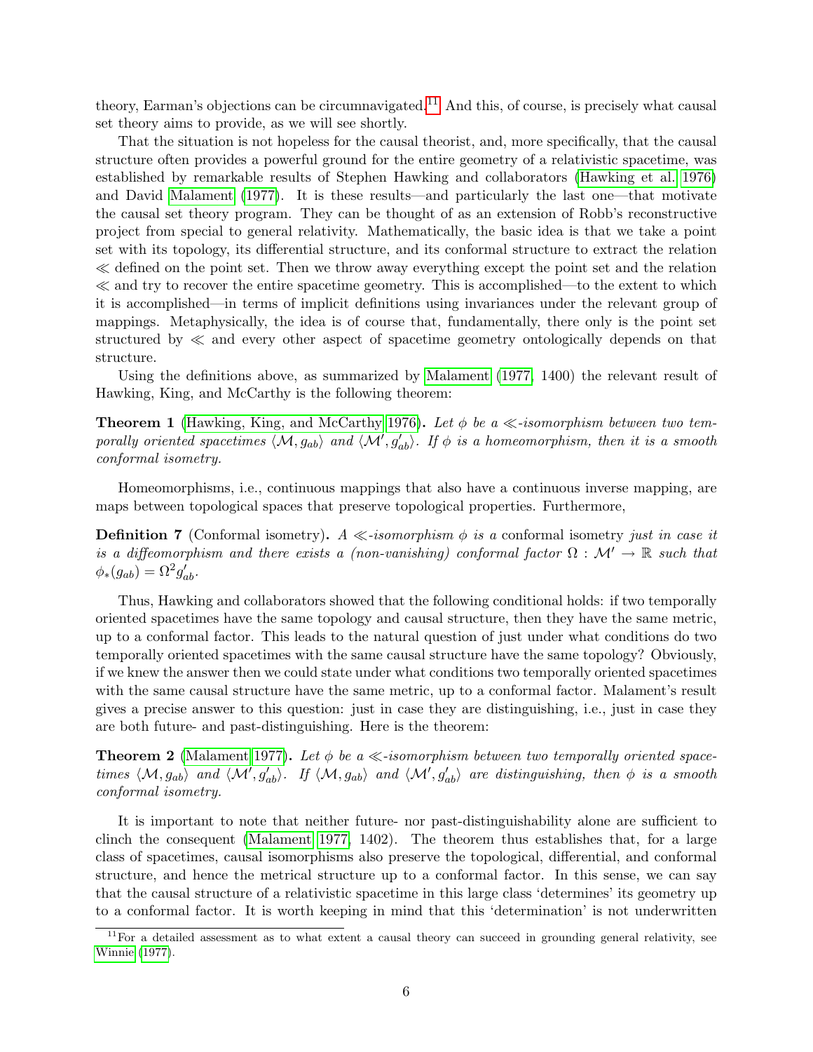theory, Earman's objections can be circumnavigated.[11] And this, of course, is precisely what causal set theory aims to provide, as we will see shortly.

That the situation is not hopeless for the causal theorist, and, more specifically, that the causal structure often provides a powerful ground for the entire geometry of a relativistic spacetime, was established by remarkable results of Stephen Hawking and collaborators (Hawking et al. 1976) and David Malament (1977). It is these results—and particularly the last one—that motivate the causal set theory program. They can be thought of as an extension of Robb's reconstructive project from special to general relativity. Mathematically, the basic idea is that we take a point set with its topology, its differential structure, and its conformal structure to extract the relation $\ll$ defined on the point set. Then we throw away everything except the point set and the relation $\ll$ and try to recover the entire spacetime geometry. This is accomplished—to the extent to which it is accomplished—in terms of implicit definitions using invariances under the relevant group of mappings. Metaphysically, the idea is of course that, fundamentally, there only is the point set structured by $\ll$ and every other aspect of spacetime geometry ontologically depends on that structure.

Using the definitions above, as summarized by Malament (1977, 1400) the relevant result of Hawking, King, and McCarthy is the following theorem:

**Theorem 1** (Hawking, King, and McCarthy 1976)**.** *Let $\phi$ be a $\ll$-isomorphism between two temporally oriented spacetimes $\langle \mathcal{M}, g_{ab}\rangle$ and $\langle \mathcal{M}', g'_{ab}\rangle$. If $\phi$ is a homeomorphism, then it is a smooth conformal isometry.*

Homeomorphisms, i.e., continuous mappings that also have a continuous inverse mapping, are maps between topological spaces that preserve topological properties. Furthermore,

**Definition 7** (Conformal isometry)**.** *A $\ll$-isomorphism $\phi$ is a* conformal isometry *just in case it is a diffeomorphism and there exists a (non-vanishing) conformal factor $\Omega : \mathcal{M}' \to \mathbb{R}$ such that $\phi_*(g_{ab}) = \Omega^2 g'_{ab}$.*

Thus, Hawking and collaborators showed that the following conditional holds: if two temporally oriented spacetimes have the same topology and causal structure, then they have the same metric, up to a conformal factor. This leads to the natural question of just under what conditions do two temporally oriented spacetimes with the same causal structure have the same topology? Obviously, if we knew the answer then we could state under what conditions two temporally oriented spacetimes with the same causal structure have the same metric, up to a conformal factor. Malament's result gives a precise answer to this question: just in case they are distinguishing, i.e., just in case they are both future- and past-distinguishing. Here is the theorem:

**Theorem 2** (Malament 1977)**.** *Let $\phi$ be a $\ll$-isomorphism between two temporally oriented spacetimes $\langle \mathcal{M}, g_{ab}\rangle$ and $\langle \mathcal{M}', g'_{ab}\rangle$. If $\langle \mathcal{M}, g_{ab}\rangle$ and $\langle \mathcal{M}', g'_{ab}\rangle$ are distinguishing, then $\phi$ is a smooth conformal isometry.*

It is important to note that neither future- nor past-distinguishability alone are sufficient to clinch the consequent (Malament 1977, 1402). The theorem thus establishes that, for a large class of spacetimes, causal isomorphisms also preserve the topological, differential, and conformal structure, and hence the metrical structure up to a conformal factor. In this sense, we can say that the causal structure of a relativistic spacetime in this large class 'determines' its geometry up to a conformal factor. It is worth keeping in mind that this 'determination' is not underwritten

[11] For a detailed assessment as to what extent a causal theory can succeed in grounding general relativity, see Winnie (1977).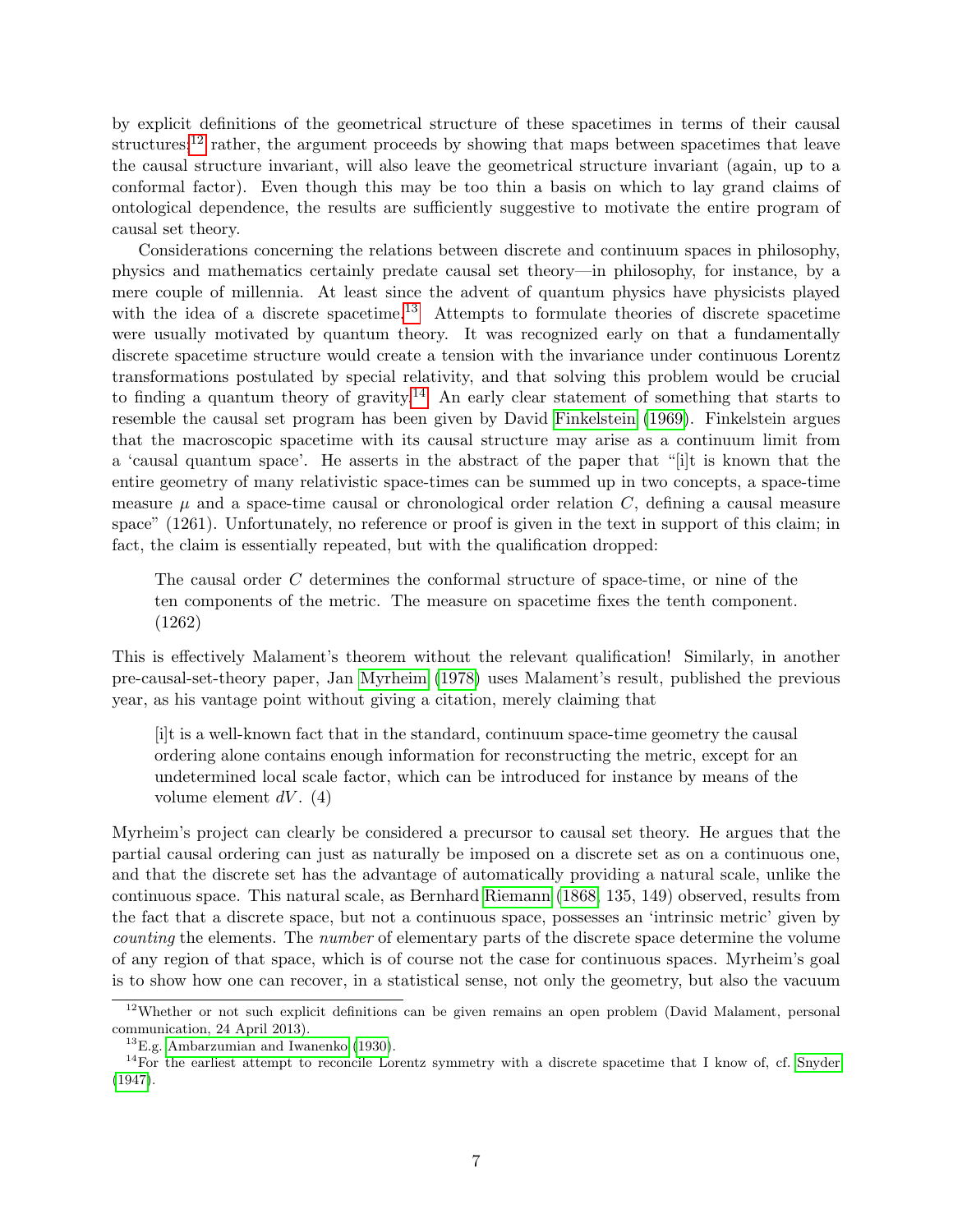by explicit definitions of the geometrical structure of these spacetimes in terms of their causal structures;[12] rather, the argument proceeds by showing that maps between spacetimes that leave the causal structure invariant, will also leave the geometrical structure invariant (again, up to a conformal factor). Even though this may be too thin a basis on which to lay grand claims of ontological dependence, the results are sufficiently suggestive to motivate the entire program of causal set theory.

Considerations concerning the relations between discrete and continuum spaces in philosophy, physics and mathematics certainly predate causal set theory—in philosophy, for instance, by a mere couple of millennia. At least since the advent of quantum physics have physicists played with the idea of a discrete spacetime.[13] Attempts to formulate theories of discrete spacetime were usually motivated by quantum theory. It was recognized early on that a fundamentally discrete spacetime structure would create a tension with the invariance under continuous Lorentz transformations postulated by special relativity, and that solving this problem would be crucial to finding a quantum theory of gravity.[14] An early clear statement of something that starts to resemble the causal set program has been given by David Finkelstein (1969). Finkelstein argues that the macroscopic spacetime with its causal structure may arise as a continuum limit from a 'causal quantum space'. He asserts in the abstract of the paper that "[i]t is known that the entire geometry of many relativistic space-times can be summed up in two concepts, a space-time measure $\mu$ and a space-time causal or chronological order relation $C$, defining a causal measure space" (1261). Unfortunately, no reference or proof is given in the text in support of this claim; in fact, the claim is essentially repeated, but with the qualification dropped:

> The causal order $C$ determines the conformal structure of space-time, or nine of the ten components of the metric. The measure on spacetime fixes the tenth component. (1262)

This is effectively Malament's theorem without the relevant qualification! Similarly, in another pre-causal-set-theory paper, Jan Myrheim (1978) uses Malament's result, published the previous year, as his vantage point without giving a citation, merely claiming that

> [i]t is a well-known fact that in the standard, continuum space-time geometry the causal ordering alone contains enough information for reconstructing the metric, except for an undetermined local scale factor, which can be introduced for instance by means of the volume element $dV$. (4)

Myrheim's project can clearly be considered a precursor to causal set theory. He argues that the partial causal ordering can just as naturally be imposed on a discrete set as on a continuous one, and that the discrete set has the advantage of automatically providing a natural scale, unlike the continuous space. This natural scale, as Bernhard Riemann (1868, 135, 149) observed, results from the fact that a discrete space, but not a continuous space, possesses an 'intrinsic metric' given by *counting* the elements. The *number* of elementary parts of the discrete space determine the volume of any region of that space, which is of course not the case for continuous spaces. Myrheim's goal is to show how one can recover, in a statistical sense, not only the geometry, but also the vacuum

---

[12] Whether or not such explicit definitions can be given remains an open problem (David Malament, personal communication, 24 April 2013).

[13] E.g. Ambarzumian and Iwanenko (1930).

[14] For the earliest attempt to reconcile Lorentz symmetry with a discrete spacetime that I know of, cf. Snyder (1947).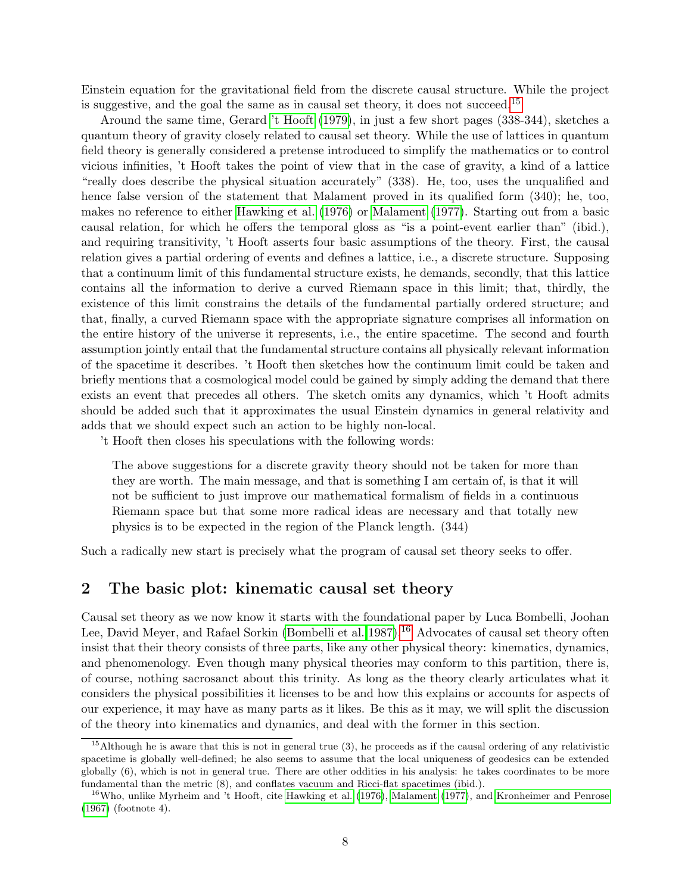Einstein equation for the gravitational field from the discrete causal structure. While the project is suggestive, and the goal the same as in causal set theory, it does not succeed.[15]

Around the same time, Gerard 't Hooft (1979), in just a few short pages (338-344), sketches a quantum theory of gravity closely related to causal set theory. While the use of lattices in quantum field theory is generally considered a pretense introduced to simplify the mathematics or to control vicious infinities, 't Hooft takes the point of view that in the case of gravity, a kind of a lattice "really does describe the physical situation accurately" (338). He, too, uses the unqualified and hence false version of the statement that Malament proved in its qualified form (340); he, too, makes no reference to either Hawking et al. (1976) or Malament (1977). Starting out from a basic causal relation, for which he offers the temporal gloss as "is a point-event earlier than" (ibid.), and requiring transitivity, 't Hooft asserts four basic assumptions of the theory. First, the causal relation gives a partial ordering of events and defines a lattice, i.e., a discrete structure. Supposing that a continuum limit of this fundamental structure exists, he demands, secondly, that this lattice contains all the information to derive a curved Riemann space in this limit; that, thirdly, the existence of this limit constrains the details of the fundamental partially ordered structure; and that, finally, a curved Riemann space with the appropriate signature comprises all information on the entire history of the universe it represents, i.e., the entire spacetime. The second and fourth assumption jointly entail that the fundamental structure contains all physically relevant information of the spacetime it describes. 't Hooft then sketches how the continuum limit could be taken and briefly mentions that a cosmological model could be gained by simply adding the demand that there exists an event that precedes all others. The sketch omits any dynamics, which 't Hooft admits should be added such that it approximates the usual Einstein dynamics in general relativity and adds that we should expect such an action to be highly non-local.

't Hooft then closes his speculations with the following words:

> The above suggestions for a discrete gravity theory should not be taken for more than they are worth. The main message, and that is something I am certain of, is that it will not be sufficient to just improve our mathematical formalism of fields in a continuous Riemann space but that some more radical ideas are necessary and that totally new physics is to be expected in the region of the Planck length. (344)

Such a radically new start is precisely what the program of causal set theory seeks to offer.

## 2 The basic plot: kinematic causal set theory

Causal set theory as we now know it starts with the foundational paper by Luca Bombelli, Joohan Lee, David Meyer, and Rafael Sorkin (Bombelli et al. 1987).[16] Advocates of causal set theory often insist that their theory consists of three parts, like any other physical theory: kinematics, dynamics, and phenomenology. Even though many physical theories may conform to this partition, there is, of course, nothing sacrosanct about this trinity. As long as the theory clearly articulates what it considers the physical possibilities it licenses to be and how this explains or accounts for aspects of our experience, it may have as many parts as it likes. Be this as it may, we will split the discussion of the theory into kinematics and dynamics, and deal with the former in this section.

---

[15] Although he is aware that this is not in general true (3), he proceeds as if the causal ordering of any relativistic spacetime is globally well-defined; he also seems to assume that the local uniqueness of geodesics can be extended globally (6), which is not in general true. There are other oddities in his analysis: he takes coordinates to be more fundamental than the metric (8), and conflates vacuum and Ricci-flat spacetimes (ibid.).

[16] Who, unlike Myrheim and 't Hooft, cite Hawking et al. (1976), Malament (1977), and Kronheimer and Penrose (1967) (footnote 4).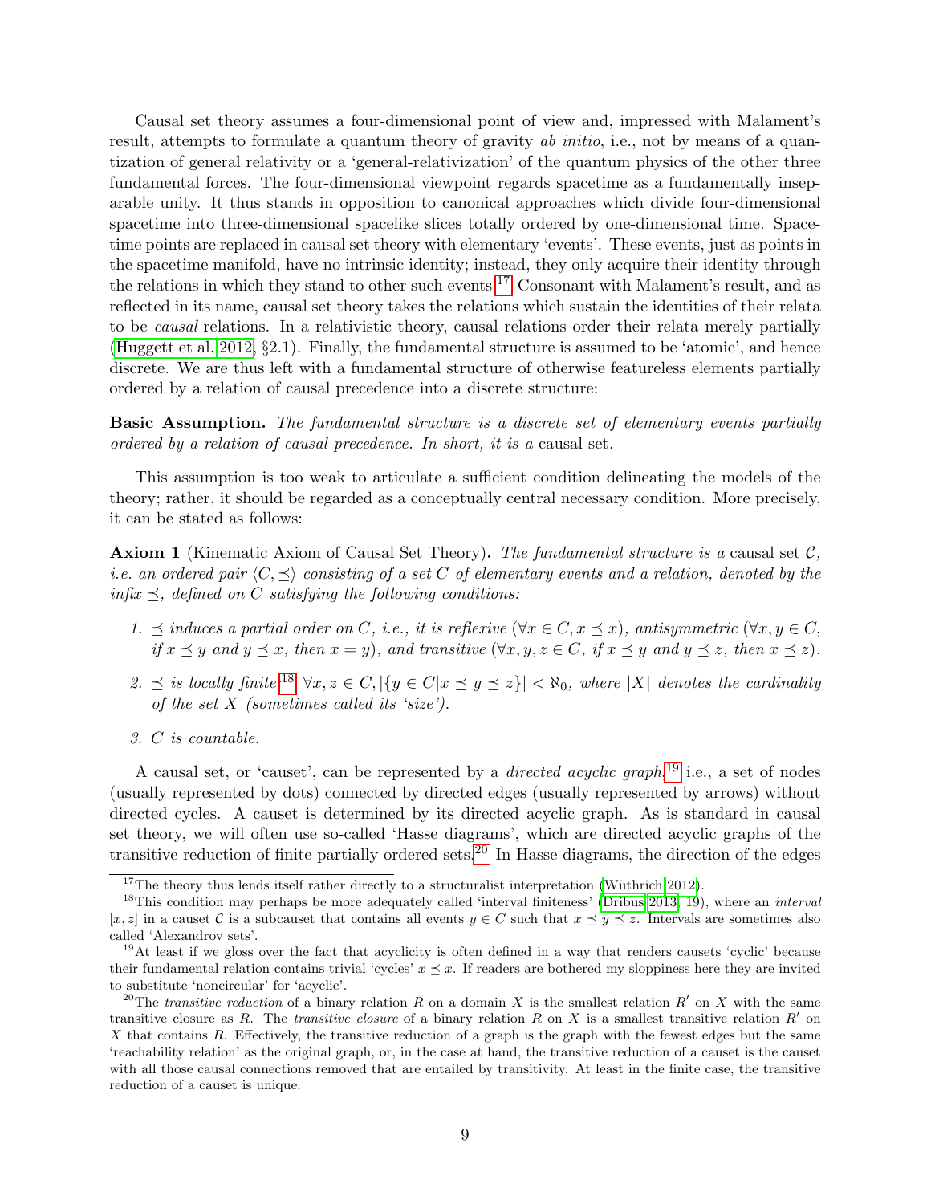Causal set theory assumes a four-dimensional point of view and, impressed with Malament's result, attempts to formulate a quantum theory of gravity *ab initio*, i.e., not by means of a quantization of general relativity or a 'general-relativization' of the quantum physics of the other three fundamental forces. The four-dimensional viewpoint regards spacetime as a fundamentally inseparable unity. It thus stands in opposition to canonical approaches which divide four-dimensional spacetime into three-dimensional spacelike slices totally ordered by one-dimensional time. Spacetime points are replaced in causal set theory with elementary 'events'. These events, just as points in the spacetime manifold, have no intrinsic identity; instead, they only acquire their identity through the relations in which they stand to other such events.[17] Consonant with Malament's result, and as reflected in its name, causal set theory takes the relations which sustain the identities of their relata to be *causal* relations. In a relativistic theory, causal relations order their relata merely partially (Huggett et al. 2012, §2.1). Finally, the fundamental structure is assumed to be 'atomic', and hence discrete. We are thus left with a fundamental structure of otherwise featureless elements partially ordered by a relation of causal precedence into a discrete structure:

**Basic Assumption.** *The fundamental structure is a discrete set of elementary events partially ordered by a relation of causal precedence. In short, it is a* causal set.

This assumption is too weak to articulate a sufficient condition delineating the models of the theory; rather, it should be regarded as a conceptually central necessary condition. More precisely, it can be stated as follows:

**Axiom 1** (Kinematic Axiom of Causal Set Theory)**.** *The fundamental structure is a* causal set $\mathcal{C}$*, i.e. an ordered pair* $\langle C, \preceq\rangle$ *consisting of a set* $C$ *of elementary events and a relation, denoted by the infix* $\preceq$*, defined on* $C$ *satisfying the following conditions:*

1. $\preceq$ *induces a partial order on* $C$*, i.e., it is reflexive* ($\forall x \in C, x \preceq x$)*, antisymmetric* ($\forall x, y \in C$*, if* $x \preceq y$ *and* $y \preceq x$*, then* $x = y$)*, and transitive* ($\forall x, y, z \in C$*, if* $x \preceq y$ *and* $y \preceq z$*, then* $x \preceq z$)*.*
2. $\preceq$ *is locally finite:*[18] $\forall x, z \in C, |\{y \in C | x \preceq y \preceq z\}| < \aleph_0$*, where* $|X|$ *denotes the cardinality of the set* $X$ *(sometimes called its 'size').*
3. $C$ *is countable.*

A causal set, or 'causet', can be represented by a *directed acyclic graph*,[19] i.e., a set of nodes (usually represented by dots) connected by directed edges (usually represented by arrows) without directed cycles. A causet is determined by its directed acyclic graph. As is standard in causal set theory, we will often use so-called 'Hasse diagrams', which are directed acyclic graphs of the transitive reduction of finite partially ordered sets.[20] In Hasse diagrams, the direction of the edges

---

[17] The theory thus lends itself rather directly to a structuralist interpretation (Wüthrich 2012).

[18] This condition may perhaps be more adequately called 'interval finiteness' (Dribus 2013, 19), where an *interval* $[x, z]$ in a causet $\mathcal{C}$ is a subcauset that contains all events $y \in C$ such that $x \preceq y \preceq z$. Intervals are sometimes also called 'Alexandrov sets'.

[19] At least if we gloss over the fact that acyclicity is often defined in a way that renders causets 'cyclic' because their fundamental relation contains trivial 'cycles' $x \preceq x$. If readers are bothered my sloppiness here they are invited to substitute 'noncircular' for 'acyclic'.

[20] The *transitive reduction* of a binary relation $R$ on a domain $X$ is the smallest relation $R'$ on $X$ with the same transitive closure as $R$. The *transitive closure* of a binary relation $R$ on $X$ is a smallest transitive relation $R'$ on $X$ that contains $R$. Effectively, the transitive reduction of a graph is the graph with the fewest edges but the same 'reachability relation' as the original graph, or, in the case at hand, the transitive reduction of a causet is the causet with all those causal connections removed that are entailed by transitivity. At least in the finite case, the transitive reduction of a causet is unique.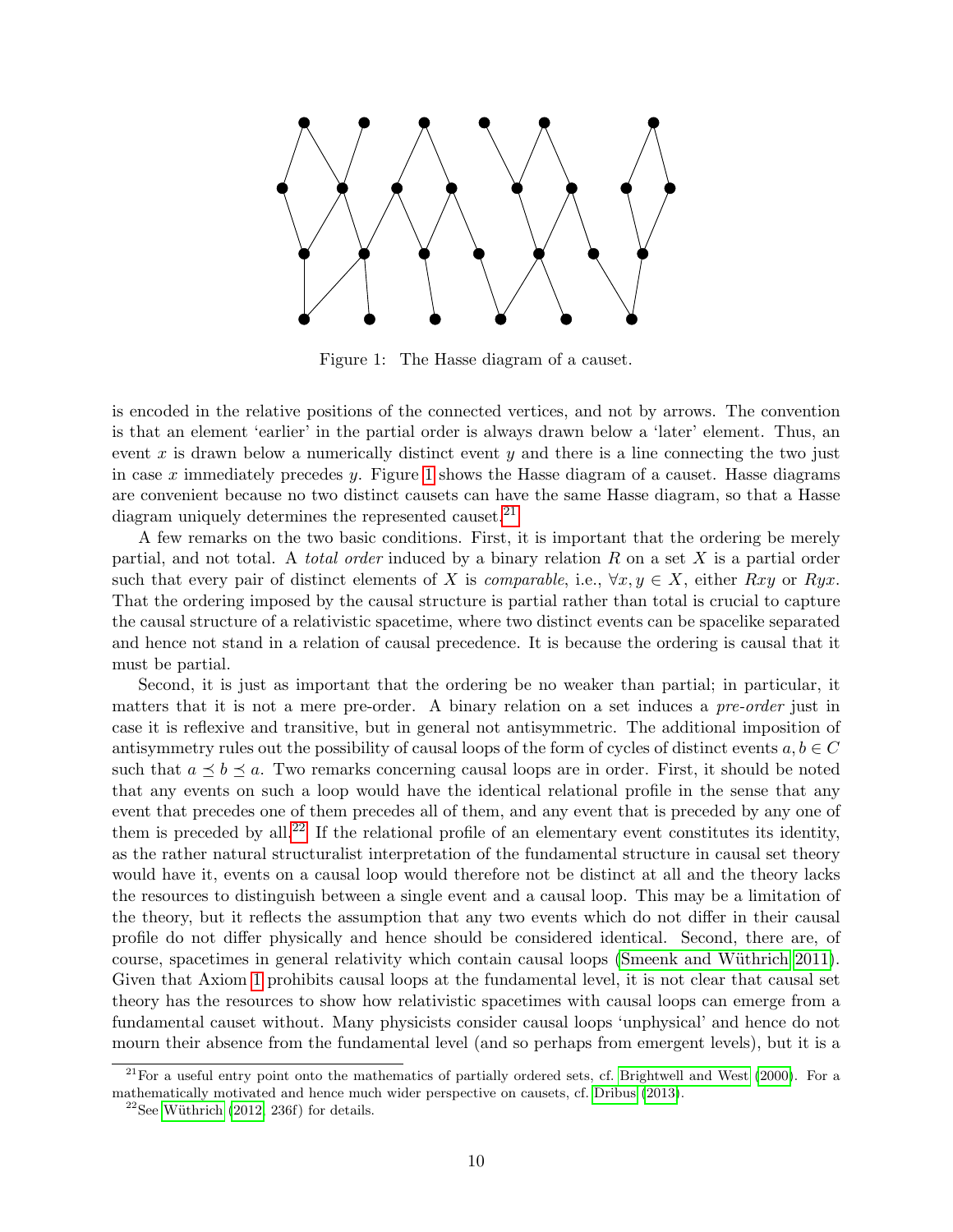Figure 1: The Hasse diagram of a causet.

is encoded in the relative positions of the connected vertices, and not by arrows. The convention is that an element 'earlier' in the partial order is always drawn below a 'later' element. Thus, an event $x$ is drawn below a numerically distinct event $y$ and there is a line connecting the two just in case $x$ immediately precedes $y$. Figure 1 shows the Hasse diagram of a causet. Hasse diagrams are convenient because no two distinct causets can have the same Hasse diagram, so that a Hasse diagram uniquely determines the represented causet.[21]

A few remarks on the two basic conditions. First, it is important that the ordering be merely partial, and not total. A *total order* induced by a binary relation $R$ on a set $X$ is a partial order such that every pair of distinct elements of $X$ is *comparable*, i.e., $\forall x, y \in X$, either $Rxy$ or $Ryx$. That the ordering imposed by the causal structure is partial rather than total is crucial to capture the causal structure of a relativistic spacetime, where two distinct events can be spacelike separated and hence not stand in a relation of causal precedence. It is because the ordering is causal that it must be partial.

Second, it is just as important that the ordering be no weaker than partial; in particular, it matters that it is not a mere pre-order. A binary relation on a set induces a *pre-order* just in case it is reflexive and transitive, but in general not antisymmetric. The additional imposition of antisymmetry rules out the possibility of causal loops of the form of cycles of distinct events $a, b \in C$ such that $a \preceq b \preceq a$. Two remarks concerning causal loops are in order. First, it should be noted that any events on such a loop would have the identical relational profile in the sense that any event that precedes one of them precedes all of them, and any event that is preceded by any one of them is preceded by all.[22] If the relational profile of an elementary event constitutes its identity, as the rather natural structuralist interpretation of the fundamental structure in causal set theory would have it, events on a causal loop would therefore not be distinct at all and the theory lacks the resources to distinguish between a single event and a causal loop. This may be a limitation of the theory, but it reflects the assumption that any two events which do not differ in their causal profile do not differ physically and hence should be considered identical. Second, there are, of course, spacetimes in general relativity which contain causal loops (Smeenk and Wüthrich 2011). Given that Axiom 1 prohibits causal loops at the fundamental level, it is not clear that causal set theory has the resources to show how relativistic spacetimes with causal loops can emerge from a fundamental causet without. Many physicists consider causal loops 'unphysical' and hence do not mourn their absence from the fundamental level (and so perhaps from emergent levels), but it is a

[21] For a useful entry point onto the mathematics of partially ordered sets, cf. Brightwell and West (2000). For a mathematically motivated and hence much wider perspective on causets, cf. Dribus (2013).

[22] See Wüthrich (2012, 236f) for details.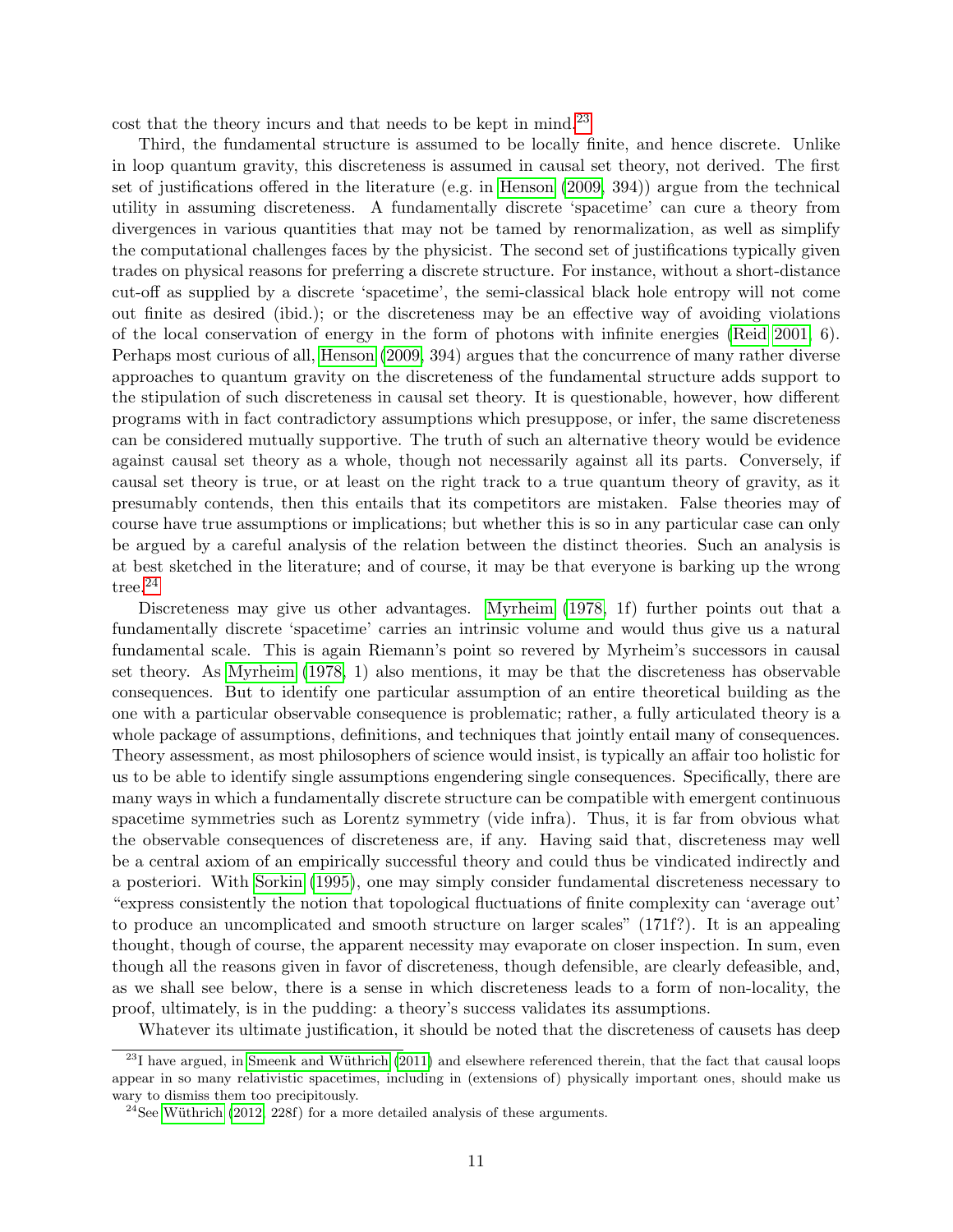cost that the theory incurs and that needs to be kept in mind.[23]

Third, the fundamental structure is assumed to be locally finite, and hence discrete. Unlike in loop quantum gravity, this discreteness is assumed in causal set theory, not derived. The first set of justifications offered in the literature (e.g. in Henson (2009, 394)) argue from the technical utility in assuming discreteness. A fundamentally discrete 'spacetime' can cure a theory from divergences in various quantities that may not be tamed by renormalization, as well as simplify the computational challenges faces by the physicist. The second set of justifications typically given trades on physical reasons for preferring a discrete structure. For instance, without a short-distance cut-off as supplied by a discrete 'spacetime', the semi-classical black hole entropy will not come out finite as desired (ibid.); or the discreteness may be an effective way of avoiding violations of the local conservation of energy in the form of photons with infinite energies (Reid 2001, 6). Perhaps most curious of all, Henson (2009, 394) argues that the concurrence of many rather diverse approaches to quantum gravity on the discreteness of the fundamental structure adds support to the stipulation of such discreteness in causal set theory. It is questionable, however, how different programs with in fact contradictory assumptions which presuppose, or infer, the same discreteness can be considered mutually supportive. The truth of such an alternative theory would be evidence against causal set theory as a whole, though not necessarily against all its parts. Conversely, if causal set theory is true, or at least on the right track to a true quantum theory of gravity, as it presumably contends, then this entails that its competitors are mistaken. False theories may of course have true assumptions or implications; but whether this is so in any particular case can only be argued by a careful analysis of the relation between the distinct theories. Such an analysis is at best sketched in the literature; and of course, it may be that everyone is barking up the wrong tree.[24]

Discreteness may give us other advantages. Myrheim (1978, 1f) further points out that a fundamentally discrete 'spacetime' carries an intrinsic volume and would thus give us a natural fundamental scale. This is again Riemann's point so revered by Myrheim's successors in causal set theory. As Myrheim (1978, 1) also mentions, it may be that the discreteness has observable consequences. But to identify one particular assumption of an entire theoretical building as the one with a particular observable consequence is problematic; rather, a fully articulated theory is a whole package of assumptions, definitions, and techniques that jointly entail many of consequences. Theory assessment, as most philosophers of science would insist, is typically an affair too holistic for us to be able to identify single assumptions engendering single consequences. Specifically, there are many ways in which a fundamentally discrete structure can be compatible with emergent continuous spacetime symmetries such as Lorentz symmetry (vide infra). Thus, it is far from obvious what the observable consequences of discreteness are, if any. Having said that, discreteness may well be a central axiom of an empirically successful theory and could thus be vindicated indirectly and a posteriori. With Sorkin (1995), one may simply consider fundamental discreteness necessary to "express consistently the notion that topological fluctuations of finite complexity can 'average out' to produce an uncomplicated and smooth structure on larger scales" (171f?). It is an appealing thought, though of course, the apparent necessity may evaporate on closer inspection. In sum, even though all the reasons given in favor of discreteness, though defensible, are clearly defeasible, and, as we shall see below, there is a sense in which discreteness leads to a form of non-locality, the proof, ultimately, is in the pudding: a theory's success validates its assumptions.

Whatever its ultimate justification, it should be noted that the discreteness of causets has deep

[23] I have argued, in Smeenk and Wüthrich (2011) and elsewhere referenced therein, that the fact that causal loops appear in so many relativistic spacetimes, including in (extensions of) physically important ones, should make us wary to dismiss them too precipitously.

[24] See Wüthrich (2012, 228f) for a more detailed analysis of these arguments.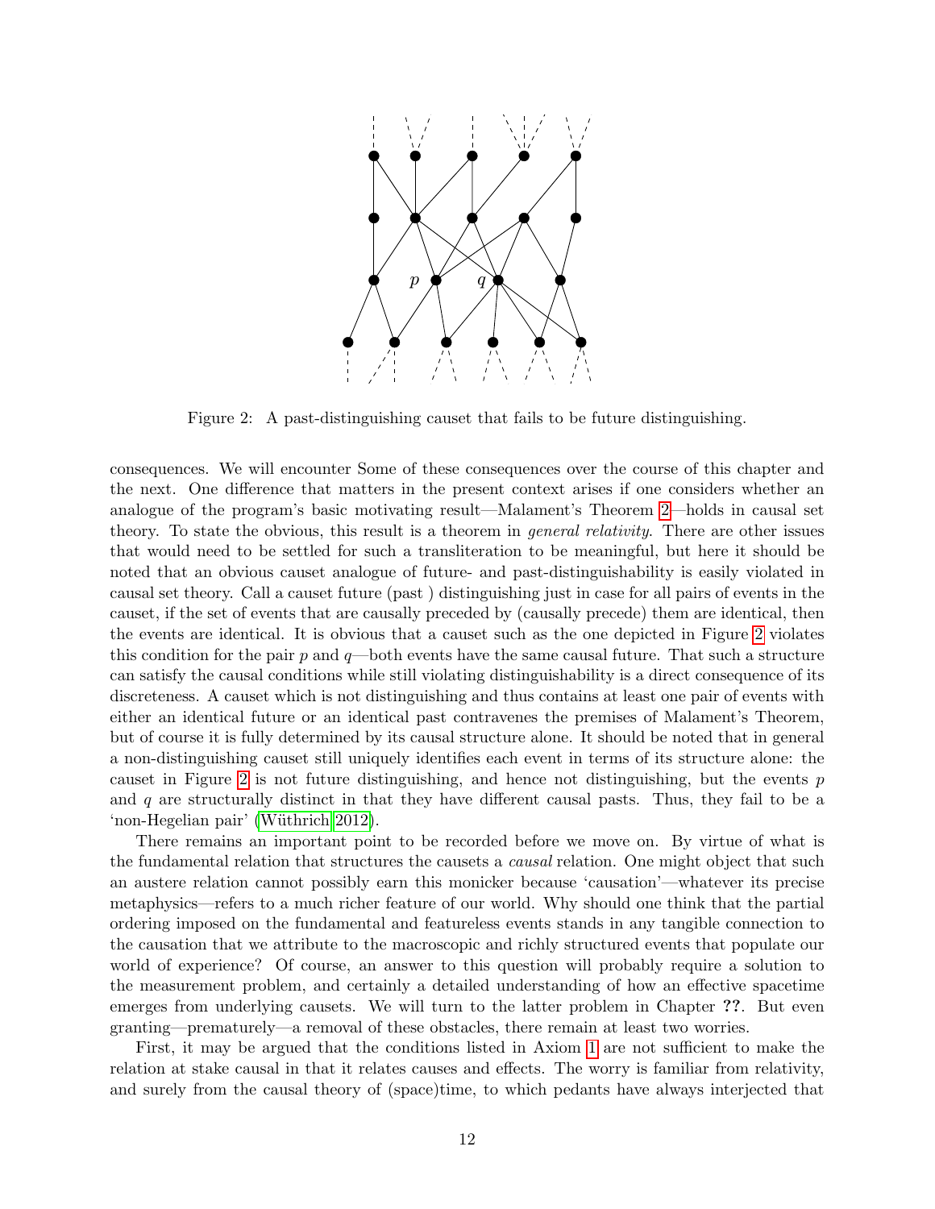Figure 2: A past-distinguishing causet that fails to be future distinguishing.

consequences. We will encounter Some of these consequences over the course of this chapter and the next. One difference that matters in the present context arises if one considers whether an analogue of the program's basic motivating result—Malament's Theorem 2—holds in causal set theory. To state the obvious, this result is a theorem in *general relativity*. There are other issues that would need to be settled for such a transliteration to be meaningful, but here it should be noted that an obvious causet analogue of future- and past-distinguishability is easily violated in causal set theory. Call a causet future (past ) distinguishing just in case for all pairs of events in the causet, if the set of events that are causally preceded by (causally precede) them are identical, then the events are identical. It is obvious that a causet such as the one depicted in Figure 2 violates this condition for the pair $p$ and $q$—both events have the same causal future. That such a structure can satisfy the causal conditions while still violating distinguishability is a direct consequence of its discreteness. A causet which is not distinguishing and thus contains at least one pair of events with either an identical future or an identical past contravenes the premises of Malament's Theorem, but of course it is fully determined by its causal structure alone. It should be noted that in general a non-distinguishing causet still uniquely identifies each event in terms of its structure alone: the causet in Figure 2 is not future distinguishing, and hence not distinguishing, but the events $p$ and $q$ are structurally distinct in that they have different causal pasts. Thus, they fail to be a 'non-Hegelian pair' (Wüthrich 2012).

There remains an important point to be recorded before we move on. By virtue of what is the fundamental relation that structures the causets a *causal* relation. One might object that such an austere relation cannot possibly earn this monicker because 'causation'—whatever its precise metaphysics—refers to a much richer feature of our world. Why should one think that the partial ordering imposed on the fundamental and featureless events stands in any tangible connection to the causation that we attribute to the macroscopic and richly structured events that populate our world of experience? Of course, an answer to this question will probably require a solution to the measurement problem, and certainly a detailed understanding of how an effective spacetime emerges from underlying causets. We will turn to the latter problem in Chapter **??**. But even granting—prematurely—a removal of these obstacles, there remain at least two worries.

First, it may be argued that the conditions listed in Axiom 1 are not sufficient to make the relation at stake causal in that it relates causes and effects. The worry is familiar from relativity, and surely from the causal theory of (space)time, to which pedants have always interjected that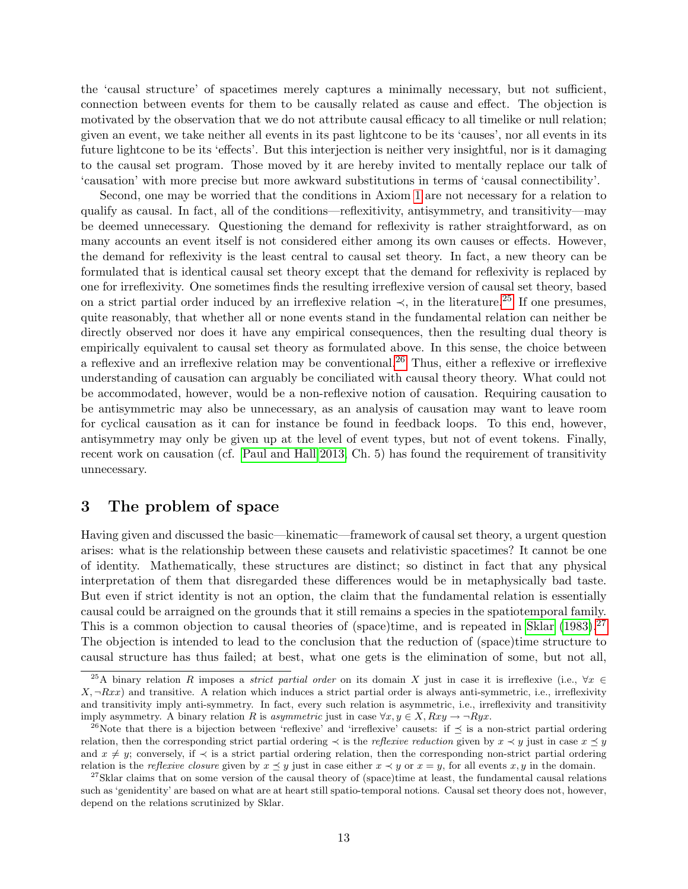the 'causal structure' of spacetimes merely captures a minimally necessary, but not sufficient, connection between events for them to be causally related as cause and effect. The objection is motivated by the observation that we do not attribute causal efficacy to all timelike or null relation; given an event, we take neither all events in its past lightcone to be its 'causes', nor all events in its future lightcone to be its 'effects'. But this interjection is neither very insightful, nor is it damaging to the causal set program. Those moved by it are hereby invited to mentally replace our talk of 'causation' with more precise but more awkward substitutions in terms of 'causal connectibility'.

Second, one may be worried that the conditions in Axiom 1 are not necessary for a relation to qualify as causal. In fact, all of the conditions—reflexitivity, antisymmetry, and transitivity—may be deemed unnecessary. Questioning the demand for reflexivity is rather straightforward, as on many accounts an event itself is not considered either among its own causes or effects. However, the demand for reflexivity is the least central to causal set theory. In fact, a new theory can be formulated that is identical causal set theory except that the demand for reflexivity is replaced by one for irreflexivity. One sometimes finds the resulting irreflexive version of causal set theory, based on a strict partial order induced by an irreflexive relation $\prec$, in the literature.[25] If one presumes, quite reasonably, that whether all or none events stand in the fundamental relation can neither be directly observed nor does it have any empirical consequences, then the resulting dual theory is empirically equivalent to causal set theory as formulated above. In this sense, the choice between a reflexive and an irreflexive relation may be conventional.[26] Thus, either a reflexive or irreflexive understanding of causation can arguably be conciliated with causal theory theory. What could not be accommodated, however, would be a non-reflexive notion of causation. Requiring causation to be antisymmetric may also be unnecessary, as an analysis of causation may want to leave room for cyclical causation as it can for instance be found in feedback loops. To this end, however, antisymmetry may only be given up at the level of event types, but not of event tokens. Finally, recent work on causation (cf. Paul and Hall 2013, Ch. 5) has found the requirement of transitivity unnecessary.

## 3 The problem of space

Having given and discussed the basic—kinematic—framework of causal set theory, a urgent question arises: what is the relationship between these causets and relativistic spacetimes? It cannot be one of identity. Mathematically, these structures are distinct; so distinct in fact that any physical interpretation of them that disregarded these differences would be in metaphysically bad taste. But even if strict identity is not an option, the claim that the fundamental relation is essentially causal could be arraigned on the grounds that it still remains a species in the spatiotemporal family. This is a common objection to causal theories of (space)time, and is repeated in Sklar (1983).[27] The objection is intended to lead to the conclusion that the reduction of (space)time structure to causal structure has thus failed; at best, what one gets is the elimination of some, but not all,

---

[25] A binary relation $R$ imposes a *strict partial order* on its domain $X$ just in case it is irreflexive (i.e., $\forall x \in X, \neg Rxx$) and transitive. A relation which induces a strict partial order is always anti-symmetric, i.e., irreflexivity and transitivity imply anti-symmetry. In fact, every such relation is asymmetric, i.e., irreflexivity and transitivity imply asymmetry. A binary relation $R$ is *asymmetric* just in case $\forall x, y \in X, Rxy \rightarrow \neg Ryx$.

[26] Note that there is a bijection between 'reflexive' and 'irreflexive' causets: if $\preceq$ is a non-strict partial ordering relation, then the corresponding strict partial ordering $\prec$ is the *reflexive reduction* given by $x \prec y$ just in case $x \preceq y$ and $x \neq y$; conversely, if $\prec$ is a strict partial ordering relation, then the corresponding non-strict partial ordering relation is the *reflexive closure* given by $x \preceq y$ just in case either $x \prec y$ or $x = y$, for all events $x, y$ in the domain.

[27] Sklar claims that on some version of the causal theory of (space)time at least, the fundamental causal relations such as 'genidentity' are based on what are at heart still spatio-temporal notions. Causal set theory does not, however, depend on the relations scrutinized by Sklar.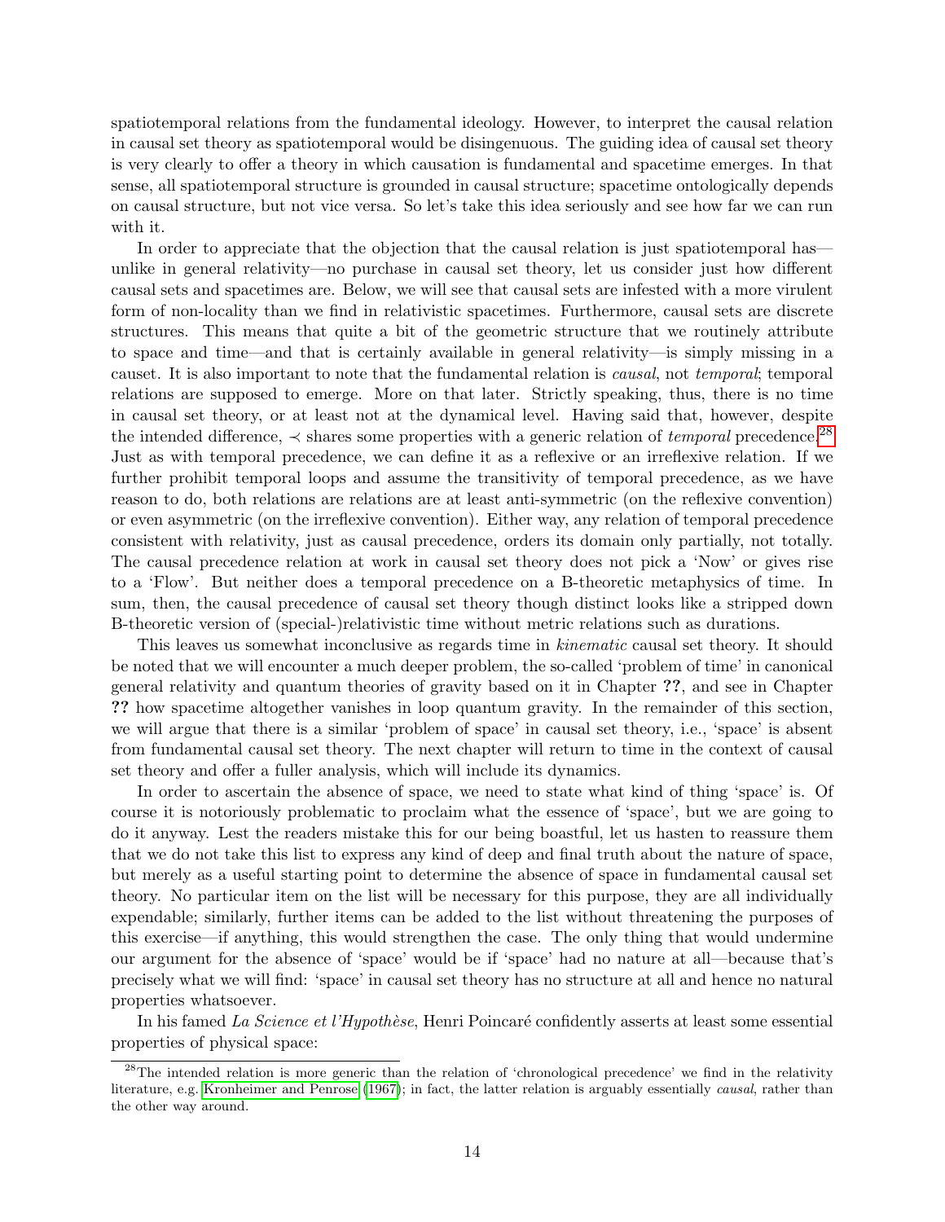spatiotemporal relations from the fundamental ideology. However, to interpret the causal relation in causal set theory as spatiotemporal would be disingenuous. The guiding idea of causal set theory is very clearly to offer a theory in which causation is fundamental and spacetime emerges. In that sense, all spatiotemporal structure is grounded in causal structure; spacetime ontologically depends on causal structure, but not vice versa. So let's take this idea seriously and see how far we can run with it.

In order to appreciate that the objection that the causal relation is just spatiotemporal has—unlike in general relativity—no purchase in causal set theory, let us consider just how different causal sets and spacetimes are. Below, we will see that causal sets are infested with a more virulent form of non-locality than we find in relativistic spacetimes. Furthermore, causal sets are discrete structures. This means that quite a bit of the geometric structure that we routinely attribute to space and time—and that is certainly available in general relativity—is simply missing in a causet. It is also important to note that the fundamental relation is *causal*, not *temporal*; temporal relations are supposed to emerge. More on that later. Strictly speaking, thus, there is no time in causal set theory, or at least not at the dynamical level. Having said that, however, despite the intended difference, $\prec$ shares some properties with a generic relation of *temporal* precedence.[28] Just as with temporal precedence, we can define it as a reflexive or an irreflexive relation. If we further prohibit temporal loops and assume the transitivity of temporal precedence, as we have reason to do, both relations are relations are at least anti-symmetric (on the reflexive convention) or even asymmetric (on the irreflexive convention). Either way, any relation of temporal precedence consistent with relativity, just as causal precedence, orders its domain only partially, not totally. The causal precedence relation at work in causal set theory does not pick a 'Now' or gives rise to a 'Flow'. But neither does a temporal precedence on a B-theoretic metaphysics of time. In sum, then, the causal precedence of causal set theory though distinct looks like a stripped down B-theoretic version of (special-)relativistic time without metric relations such as durations.

This leaves us somewhat inconclusive as regards time in *kinematic* causal set theory. It should be noted that we will encounter a much deeper problem, the so-called 'problem of time' in canonical general relativity and quantum theories of gravity based on it in Chapter **??**, and see in Chapter **??** how spacetime altogether vanishes in loop quantum gravity. In the remainder of this section, we will argue that there is a similar 'problem of space' in causal set theory, i.e., 'space' is absent from fundamental causal set theory. The next chapter will return to time in the context of causal set theory and offer a fuller analysis, which will include its dynamics.

In order to ascertain the absence of space, we need to state what kind of thing 'space' is. Of course it is notoriously problematic to proclaim what the essence of 'space', but we are going to do it anyway. Lest the readers mistake this for our being boastful, let us hasten to reassure them that we do not take this list to express any kind of deep and final truth about the nature of space, but merely as a useful starting point to determine the absence of space in fundamental causal set theory. No particular item on the list will be necessary for this purpose, they are all individually expendable; similarly, further items can be added to the list without threatening the purposes of this exercise—if anything, this would strengthen the case. The only thing that would undermine our argument for the absence of 'space' would be if 'space' had no nature at all—because that's precisely what we will find: 'space' in causal set theory has no structure at all and hence no natural properties whatsoever.

In his famed *La Science et l'Hypothèse*, Henri Poincaré confidently asserts at least some essential properties of physical space:

[28] The intended relation is more generic than the relation of 'chronological precedence' we find in the relativity literature, e.g. Kronheimer and Penrose (1967); in fact, the latter relation is arguably essentially *causal*, rather than the other way around.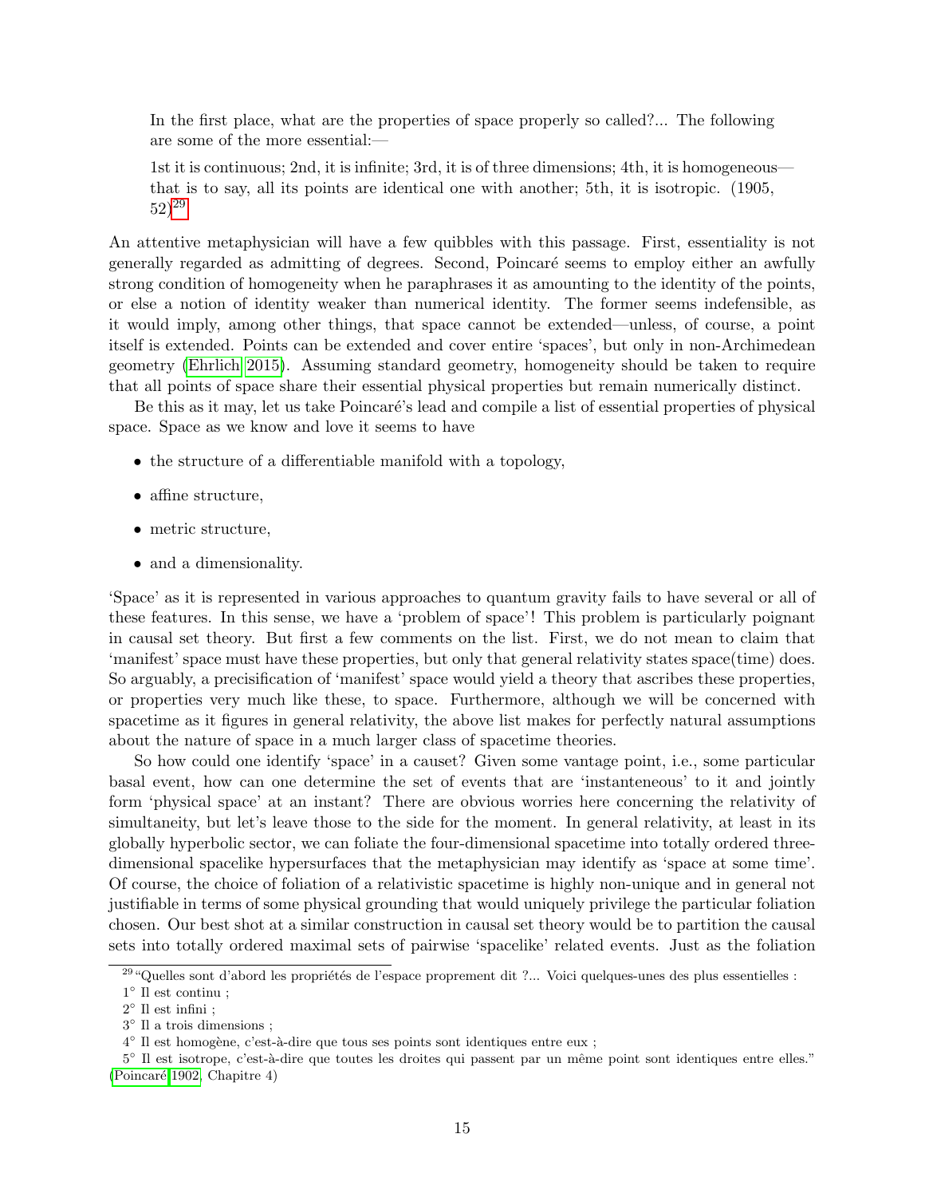> In the first place, what are the properties of space properly so called?... The following are some of the more essential:—
>
> 1st it is continuous; 2nd, it is infinite; 3rd, it is of three dimensions; 4th, it is homogeneous—that is to say, all its points are identical one with another; 5th, it is isotropic. (1905, 52)[29]

An attentive metaphysician will have a few quibbles with this passage. First, essentiality is not generally regarded as admitting of degrees. Second, Poincaré seems to employ either an awfully strong condition of homogeneity when he paraphrases it as amounting to the identity of the points, or else a notion of identity weaker than numerical identity. The former seems indefensible, as it would imply, among other things, that space cannot be extended—unless, of course, a point itself is extended. Points can be extended and cover entire 'spaces', but only in non-Archimedean geometry (Ehrlich 2015). Assuming standard geometry, homogeneity should be taken to require that all points of space share their essential physical properties but remain numerically distinct.

Be this as it may, let us take Poincaré's lead and compile a list of essential properties of physical space. Space as we know and love it seems to have

- the structure of a differentiable manifold with a topology,
- affine structure,
- metric structure,
- and a dimensionality.

'Space' as it is represented in various approaches to quantum gravity fails to have several or all of these features. In this sense, we have a 'problem of space'! This problem is particularly poignant in causal set theory. But first a few comments on the list. First, we do not mean to claim that 'manifest' space must have these properties, but only that general relativity states space(time) does. So arguably, a precisification of 'manifest' space would yield a theory that ascribes these properties, or properties very much like these, to space. Furthermore, although we will be concerned with spacetime as it figures in general relativity, the above list makes for perfectly natural assumptions about the nature of space in a much larger class of spacetime theories.

So how could one identify 'space' in a causet? Given some vantage point, i.e., some particular basal event, how can one determine the set of events that are 'instantaneous' to it and jointly form 'physical space' at an instant? There are obvious worries here concerning the relativity of simultaneity, but let's leave those to the side for the moment. In general relativity, at least in its globally hyperbolic sector, we can foliate the four-dimensional spacetime into totally ordered three-dimensional spacelike hypersurfaces that the metaphysician may identify as 'space at some time'. Of course, the choice of foliation of a relativistic spacetime is highly non-unique and in general not justifiable in terms of some physical grounding that would uniquely privilege the particular foliation chosen. Our best shot at a similar construction in causal set theory would be to partition the causal sets into totally ordered maximal sets of pairwise 'spacelike' related events. Just as the foliation

[29] "Quelles sont d'abord les propriétés de l'espace proprement dit ?... Voici quelques-unes des plus essentielles :
1° Il est continu ;
2° Il est infini ;
3° Il a trois dimensions ;
4° Il est homogène, c'est-à-dire que tous ses points sont identiques entre eux ;
5° Il est isotrope, c'est-à-dire que toutes les droites qui passent par un même point sont identiques entre elles." (Poincaré 1902, Chapitre 4)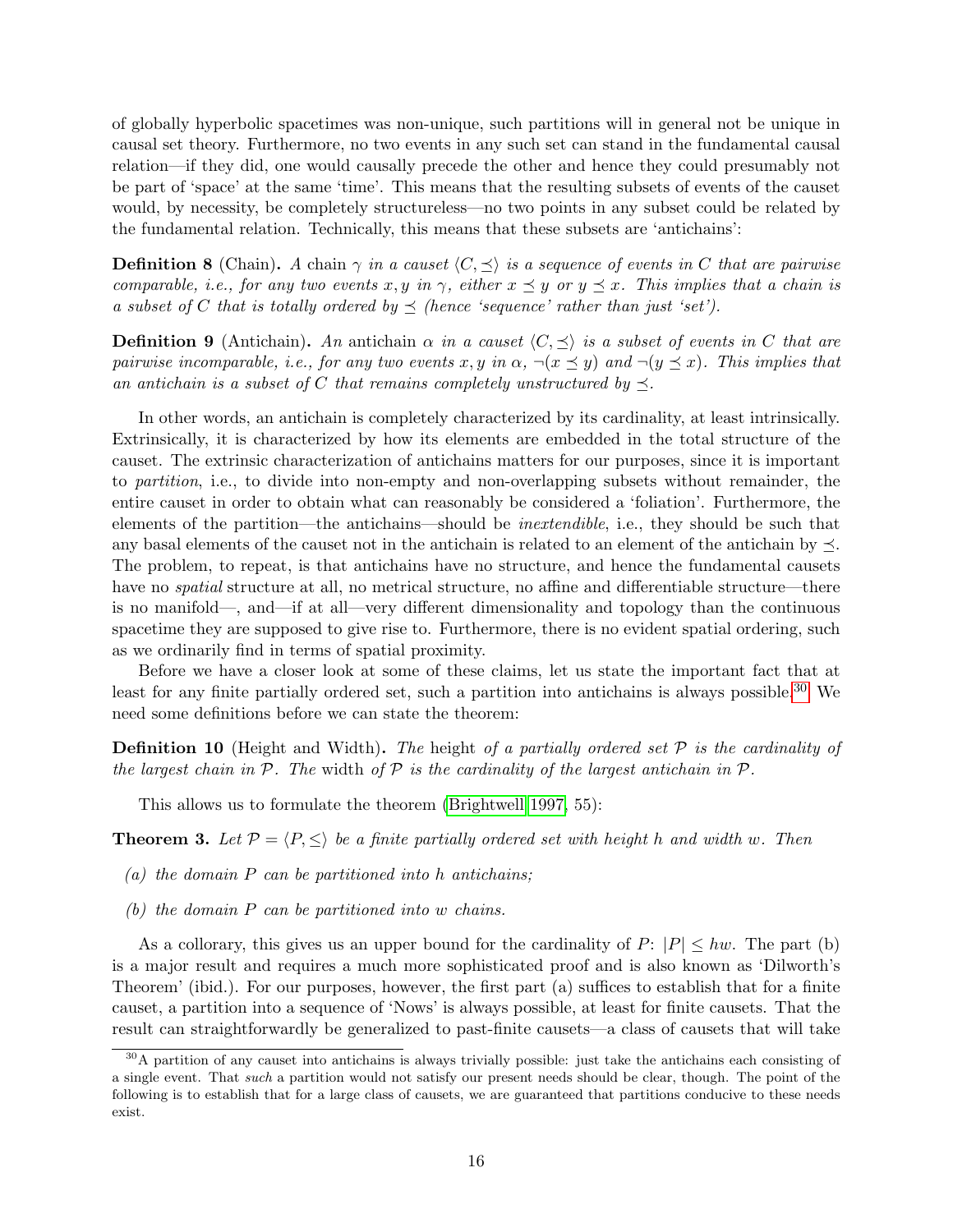of globally hyperbolic spacetimes was non-unique, such partitions will in general not be unique in causal set theory. Furthermore, no two events in any such set can stand in the fundamental causal relation—if they did, one would causally precede the other and hence they could presumably not be part of 'space' at the same 'time'. This means that the resulting subsets of events of the causet would, by necessity, be completely structureless—no two points in any subset could be related by the fundamental relation. Technically, this means that these subsets are 'antichains':

**Definition 8** (Chain)**.** *A* chain $\gamma$ *in a causet* $\langle C, \preceq \rangle$ *is a sequence of events in* $C$ *that are pairwise comparable, i.e., for any two events* $x, y$ *in* $\gamma$*, either* $x \preceq y$ *or* $y \preceq x$*. This implies that a chain is a subset of* $C$ *that is totally ordered by* $\preceq$ *(hence 'sequence' rather than just 'set').*

**Definition 9** (Antichain)**.** *An* antichain $\alpha$ *in a causet* $\langle C, \preceq \rangle$ *is a subset of events in* $C$ *that are pairwise incomparable, i.e., for any two events* $x, y$ *in* $\alpha$*,* $\neg(x \preceq y)$ *and* $\neg(y \preceq x)$*. This implies that an antichain is a subset of* $C$ *that remains completely unstructured by* $\preceq$*.*

In other words, an antichain is completely characterized by its cardinality, at least intrinsically. Extrinsically, it is characterized by how its elements are embedded in the total structure of the causet. The extrinsic characterization of antichains matters for our purposes, since it is important to *partition*, i.e., to divide into non-empty and non-overlapping subsets without remainder, the entire causet in order to obtain what can reasonably be considered a 'foliation'. Furthermore, the elements of the partition—the antichains—should be *inextendible*, i.e., they should be such that any basal elements of the causet not in the antichain is related to an element of the antichain by $\preceq$. The problem, to repeat, is that antichains have no structure, and hence the fundamental causets have no *spatial* structure at all, no metrical structure, no affine and differentiable structure—there is no manifold—, and—if at all—very different dimensionality and topology than the continuous spacetime they are supposed to give rise to. Furthermore, there is no evident spatial ordering, such as we ordinarily find in terms of spatial proximity.

Before we have a closer look at some of these claims, let us state the important fact that at least for any finite partially ordered set, such a partition into antichains is always possible.[30] We need some definitions before we can state the theorem:

**Definition 10** (Height and Width)**.** *The* height *of a partially ordered set* $\mathcal{P}$ *is the cardinality of the largest chain in* $\mathcal{P}$*. The* width *of* $\mathcal{P}$ *is the cardinality of the largest antichain in* $\mathcal{P}$*.*

This allows us to formulate the theorem (Brightwell 1997, 55):

**Theorem 3.** *Let* $\mathcal{P} = \langle P, \leq \rangle$ *be a finite partially ordered set with height* $h$ *and width* $w$*. Then*

- *(a) the domain* $P$ *can be partitioned into* $h$ *antichains;*
- *(b) the domain* $P$ *can be partitioned into* $w$ *chains.*

As a collorary, this gives us an upper bound for the cardinality of $P$: $|P| \leq hw$. The part (b) is a major result and requires a much more sophisticated proof and is also known as 'Dilworth's Theorem' (ibid.). For our purposes, however, the first part (a) suffices to establish that for a finite causet, a partition into a sequence of 'Nows' is always possible, at least for finite causets. That the result can straightforwardly be generalized to past-finite causets—a class of causets that will take

[30] A partition of any causet into antichains is always trivially possible: just take the antichains each consisting of a single event. That *such* a partition would not satisfy our present needs should be clear, though. The point of the following is to establish that for a large class of causets, we are guaranteed that partitions conducive to these needs exist.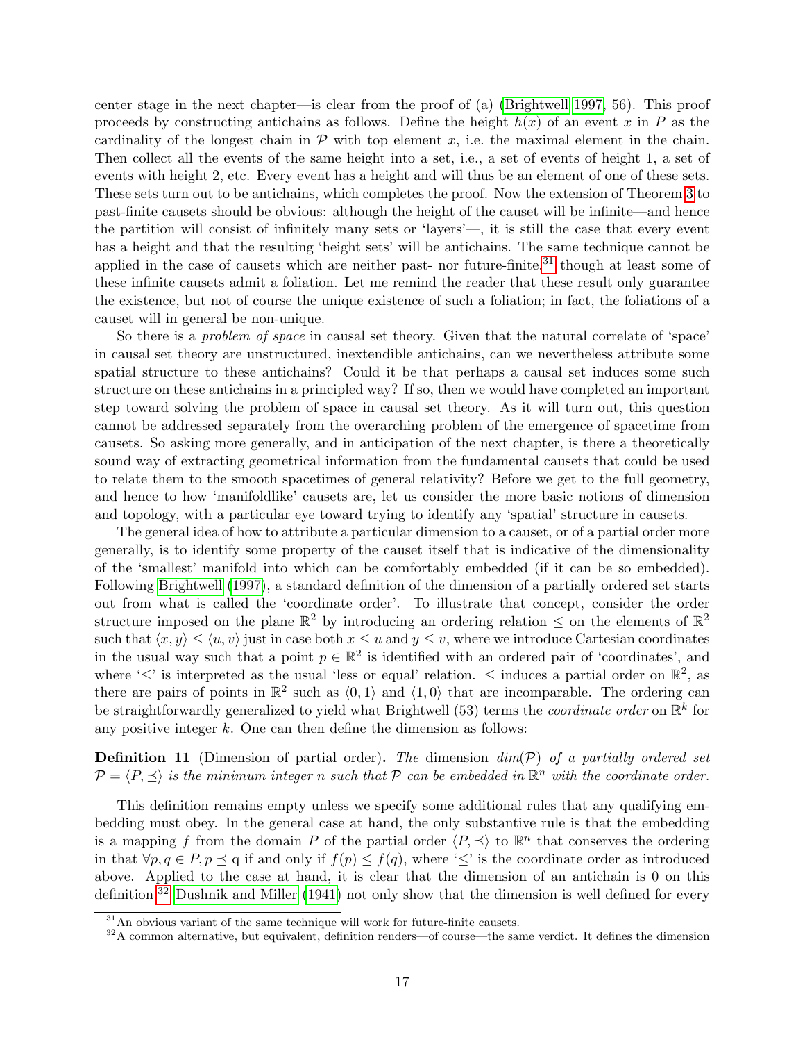center stage in the next chapter—is clear from the proof of (a) (Brightwell 1997, 56). This proof proceeds by constructing antichains as follows. Define the height $h(x)$ of an event $x$ in $P$ as the cardinality of the longest chain in $\mathcal{P}$ with top element $x$, i.e. the maximal element in the chain. Then collect all the events of the same height into a set, i.e., a set of events of height 1, a set of events with height 2, etc. Every event has a height and will thus be an element of one of these sets. These sets turn out to be antichains, which completes the proof. Now the extension of Theorem 3 to past-finite causets should be obvious: although the height of the causet will be infinite—and hence the partition will consist of infinitely many sets or 'layers'—, it is still the case that every event has a height and that the resulting 'height sets' will be antichains. The same technique cannot be applied in the case of causets which are neither past- nor future-finite,[31] though at least some of these infinite causets admit a foliation. Let me remind the reader that these result only guarantee the existence, but not of course the unique existence of such a foliation; in fact, the foliations of a causet will in general be non-unique.

So there is a *problem of space* in causal set theory. Given that the natural correlate of 'space' in causal set theory are unstructured, inextendible antichains, can we nevertheless attribute some spatial structure to these antichains? Could it be that perhaps a causal set induces some such structure on these antichains in a principled way? If so, then we would have completed an important step toward solving the problem of space in causal set theory. As it will turn out, this question cannot be addressed separately from the overarching problem of the emergence of spacetime from causets. So asking more generally, and in anticipation of the next chapter, is there a theoretically sound way of extracting geometrical information from the fundamental causets that could be used to relate them to the smooth spacetimes of general relativity? Before we get to the full geometry, and hence to how 'manifoldlike' causets are, let us consider the more basic notions of dimension and topology, with a particular eye toward trying to identify any 'spatial' structure in causets.

The general idea of how to attribute a particular dimension to a causet, or of a partial order more generally, is to identify some property of the causet itself that is indicative of the dimensionality of the 'smallest' manifold into which can be comfortably embedded (if it can be so embedded). Following Brightwell (1997), a standard definition of the dimension of a partially ordered set starts out from what is called the 'coordinate order'. To illustrate that concept, consider the order structure imposed on the plane $\mathbb{R}^2$ by introducing an ordering relation $\leq$ on the elements of $\mathbb{R}^2$ such that $\langle x, y\rangle \leq \langle u, v\rangle$ just in case both $x \leq u$ and $y \leq v$, where we introduce Cartesian coordinates in the usual way such that a point $p \in \mathbb{R}^2$ is identified with an ordered pair of 'coordinates', and where '$\leq$' is interpreted as the usual 'less or equal' relation. $\leq$ induces a partial order on $\mathbb{R}^2$, as there are pairs of points in $\mathbb{R}^2$ such as $\langle 0, 1\rangle$ and $\langle 1, 0\rangle$ that are incomparable. The ordering can be straightforwardly generalized to yield what Brightwell (53) terms the *coordinate order* on $\mathbb{R}^k$ for any positive integer $k$. One can then define the dimension as follows:

**Definition 11** (Dimension of partial order)**.** *The* dimension *$dim(\mathcal{P})$ of a partially ordered set $\mathcal{P} = \langle P, \preceq\rangle$ is the minimum integer $n$ such that $\mathcal{P}$ can be embedded in $\mathbb{R}^n$ with the coordinate order.*

This definition remains empty unless we specify some additional rules that any qualifying embedding must obey. In the general case at hand, the only substantive rule is that the embedding is a mapping $f$ from the domain $P$ of the partial order $\langle P, \preceq\rangle$ to $\mathbb{R}^n$ that conserves the ordering in that $\forall p, q \in P, p \preceq q$ if and only if $f(p) \leq f(q)$, where '$\leq$' is the coordinate order as introduced above. Applied to the case at hand, it is clear that the dimension of an antichain is 0 on this definition.[32] Dushnik and Miller (1941) not only show that the dimension is well defined for every

[31] An obvious variant of the same technique will work for future-finite causets.

[32] A common alternative, but equivalent, definition renders—of course—the same verdict. It defines the dimension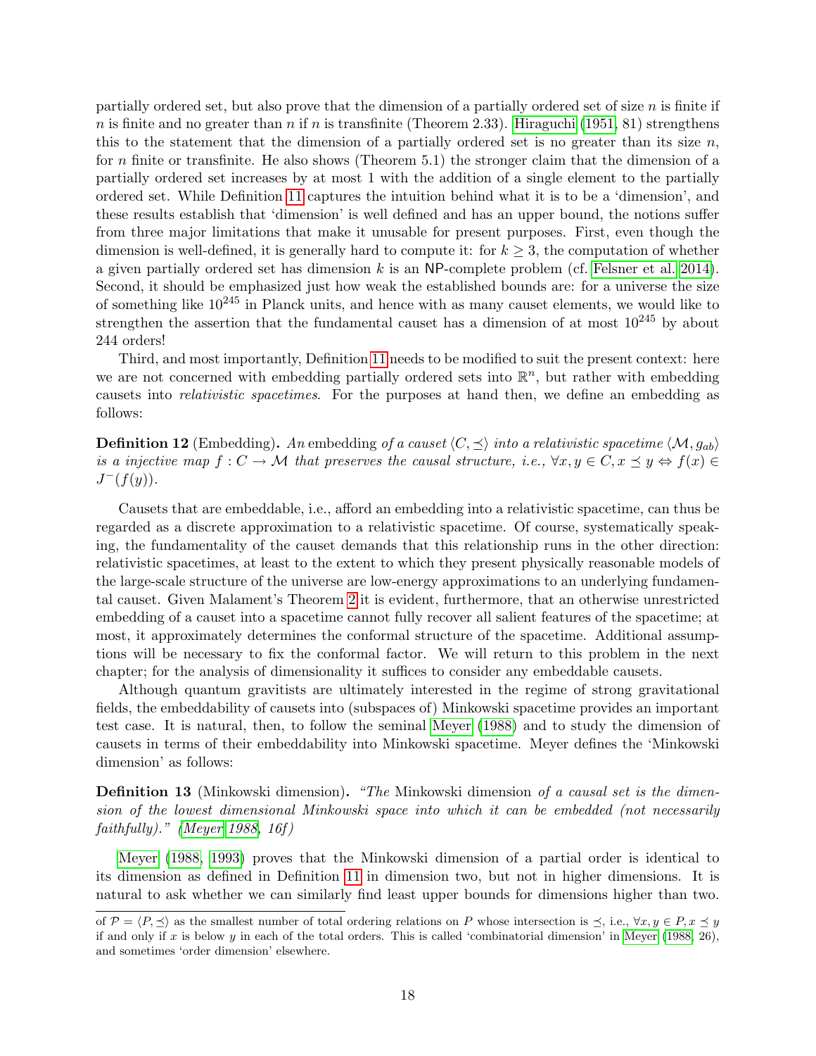partially ordered set, but also prove that the dimension of a partially ordered set of size $n$ is finite if $n$ is finite and no greater than $n$ if $n$ is transfinite (Theorem 2.33). Hiraguchi (1951, 81) strengthens this to the statement that the dimension of a partially ordered set is no greater than its size $n$, for $n$ finite or transfinite. He also shows (Theorem 5.1) the stronger claim that the dimension of a partially ordered set increases by at most 1 with the addition of a single element to the partially ordered set. While Definition 11 captures the intuition behind what it is to be a 'dimension', and these results establish that 'dimension' is well defined and has an upper bound, the notions suffer from three major limitations that make it unusable for present purposes. First, even though the dimension is well-defined, it is generally hard to compute it: for $k \geq 3$, the computation of whether a given partially ordered set has dimension $k$ is an NP-complete problem (cf. Felsner et al. 2014). Second, it should be emphasized just how weak the established bounds are: for a universe the size of something like $10^{245}$ in Planck units, and hence with as many causet elements, we would like to strengthen the assertion that the fundamental causet has a dimension of at most $10^{245}$ by about 244 orders!

Third, and most importantly, Definition 11 needs to be modified to suit the present context: here we are not concerned with embedding partially ordered sets into $\mathbb{R}^n$, but rather with embedding causets into *relativistic spacetimes*. For the purposes at hand then, we define an embedding as follows:

**Definition 12** (Embedding)**.** *An* embedding *of a causet $\langle C, \preceq \rangle$ into a relativistic spacetime $\langle \mathcal{M}, g_{ab} \rangle$ is a injective map $f : C \to \mathcal{M}$ that preserves the causal structure, i.e., $\forall x, y \in C, x \preceq y \Leftrightarrow f(x) \in J^-(f(y))$.*

Causets that are embeddable, i.e., afford an embedding into a relativistic spacetime, can thus be regarded as a discrete approximation to a relativistic spacetime. Of course, systematically speaking, the fundamentality of the causet demands that this relationship runs in the other direction: relativistic spacetimes, at least to the extent to which they present physically reasonable models of the large-scale structure of the universe are low-energy approximations to an underlying fundamental causet. Given Malament's Theorem 2 it is evident, furthermore, that an otherwise unrestricted embedding of a causet into a spacetime cannot fully recover all salient features of the spacetime; at most, it approximately determines the conformal structure of the spacetime. Additional assumptions will be necessary to fix the conformal factor. We will return to this problem in the next chapter; for the analysis of dimensionality it suffices to consider any embeddable causets.

Although quantum gravitists are ultimately interested in the regime of strong gravitational fields, the embeddability of causets into (subspaces of) Minkowski spacetime provides an important test case. It is natural, then, to follow the seminal Meyer (1988) and to study the dimension of causets in terms of their embeddability into Minkowski spacetime. Meyer defines the 'Minkowski dimension' as follows:

**Definition 13** (Minkowski dimension)**.** *"The* Minkowski dimension *of a causal set is the dimension of the lowest dimensional Minkowski space into which it can be embedded (not necessarily faithfully)." (Meyer 1988, 16f)*

Meyer (1988, 1993) proves that the Minkowski dimension of a partial order is identical to its dimension as defined in Definition 11 in dimension two, but not in higher dimensions. It is natural to ask whether we can similarly find least upper bounds for dimensions higher than two.

of $\mathcal{P} = \langle P, \preceq \rangle$ as the smallest number of total ordering relations on $P$ whose intersection is $\preceq$, i.e., $\forall x, y \in P, x \preceq y$ if and only if $x$ is below $y$ in each of the total orders. This is called 'combinatorial dimension' in Meyer (1988, 26), and sometimes 'order dimension' elsewhere.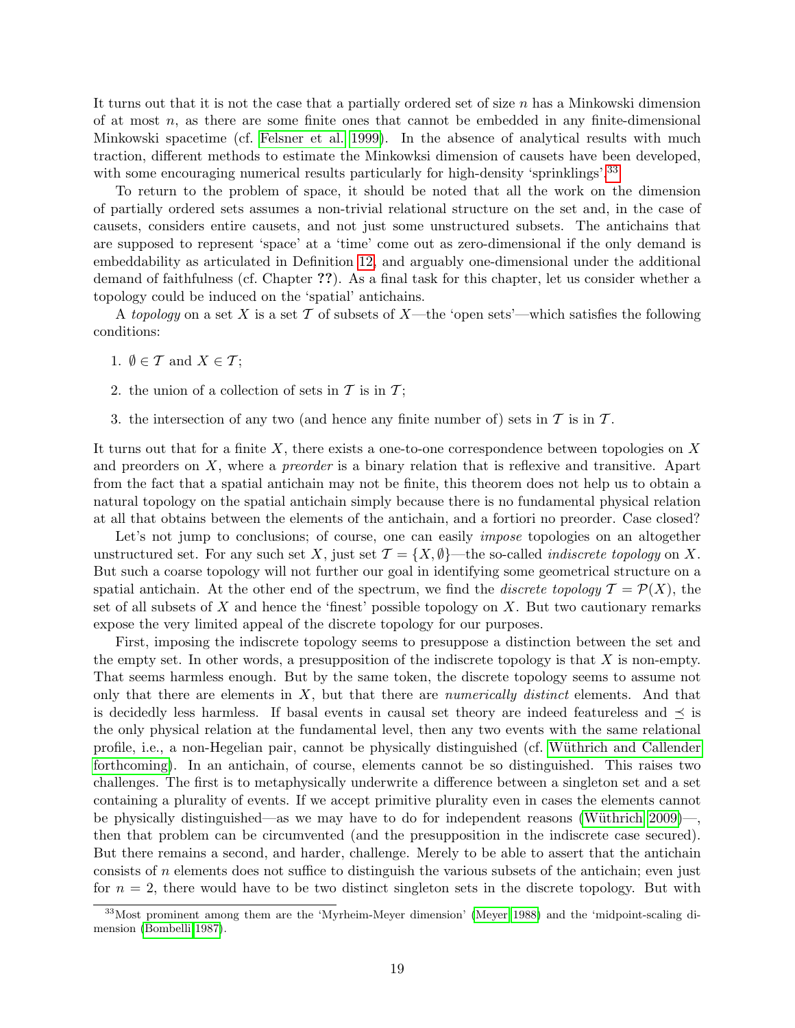It turns out that it is not the case that a partially ordered set of size $n$ has a Minkowski dimension of at most $n$, as there are some finite ones that cannot be embedded in any finite-dimensional Minkowski spacetime (cf. Felsner et al. 1999). In the absence of analytical results with much traction, different methods to estimate the Minkowksi dimension of causets have been developed, with some encouraging numerical results particularly for high-density 'sprinklings'.[33]

To return to the problem of space, it should be noted that all the work on the dimension of partially ordered sets assumes a non-trivial relational structure on the set and, in the case of causets, considers entire causets, and not just some unstructured subsets. The antichains that are supposed to represent 'space' at a 'time' come out as zero-dimensional if the only demand is embeddability as articulated in Definition 12, and arguably one-dimensional under the additional demand of faithfulness (cf. Chapter **??**). As a final task for this chapter, let us consider whether a topology could be induced on the 'spatial' antichains.

A *topology* on a set $X$ is a set $\mathcal{T}$ of subsets of $X$—the 'open sets'—which satisfies the following conditions:

1. $\emptyset \in \mathcal{T}$ and $X \in \mathcal{T}$;
2. the union of a collection of sets in $\mathcal{T}$ is in $\mathcal{T}$;
3. the intersection of any two (and hence any finite number of) sets in $\mathcal{T}$ is in $\mathcal{T}$.

It turns out that for a finite $X$, there exists a one-to-one correspondence between topologies on $X$ and preorders on $X$, where a *preorder* is a binary relation that is reflexive and transitive. Apart from the fact that a spatial antichain may not be finite, this theorem does not help us to obtain a natural topology on the spatial antichain simply because there is no fundamental physical relation at all that obtains between the elements of the antichain, and a fortiori no preorder. Case closed?

Let's not jump to conclusions; of course, one can easily *impose* topologies on an altogether unstructured set. For any such set $X$, just set $\mathcal{T} = \{X, \emptyset\}$—the so-called *indiscrete topology* on $X$. But such a coarse topology will not further our goal in identifying some geometrical structure on a spatial antichain. At the other end of the spectrum, we find the *discrete topology* $\mathcal{T} = \mathcal{P}(X)$, the set of all subsets of $X$ and hence the 'finest' possible topology on $X$. But two cautionary remarks expose the very limited appeal of the discrete topology for our purposes.

First, imposing the indiscrete topology seems to presuppose a distinction between the set and the empty set. In other words, a presupposition of the indiscrete topology is that $X$ is non-empty. That seems harmless enough. But by the same token, the discrete topology seems to assume not only that there are elements in $X$, but that there are *numerically distinct* elements. And that is decidedly less harmless. If basal events in causal set theory are indeed featureless and $\preceq$ is the only physical relation at the fundamental level, then any two events with the same relational profile, i.e., a non-Hegelian pair, cannot be physically distinguished (cf. Wüthrich and Callender forthcoming). In an antichain, of course, elements cannot be so distinguished. This raises two challenges. The first is to metaphysically underwrite a difference between a singleton set and a set containing a plurality of events. If we accept primitive plurality even in cases the elements cannot be physically distinguished—as we may have to do for independent reasons (Wüthrich 2009)—, then that problem can be circumvented (and the presupposition in the indiscrete case secured). But there remains a second, and harder, challenge. Merely to be able to assert that the antichain consists of $n$ elements does not suffice to distinguish the various subsets of the antichain; even just for $n = 2$, there would have to be two distinct singleton sets in the discrete topology. But with

[33] Most prominent among them are the 'Myrheim-Meyer dimension' (Meyer 1988) and the 'midpoint-scaling dimension (Bombelli 1987).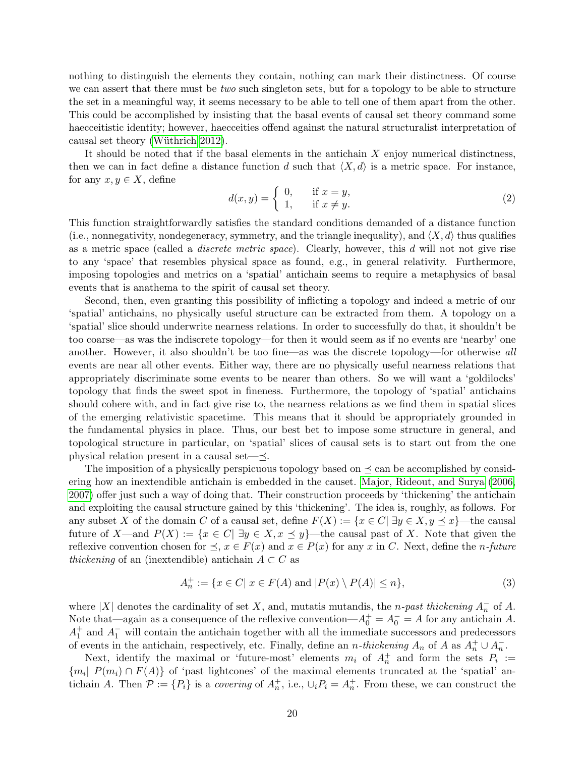nothing to distinguish the elements they contain, nothing can mark their distinctness. Of course we can assert that there must be *two* such singleton sets, but for a topology to be able to structure the set in a meaningful way, it seems necessary to be able to tell one of them apart from the other. This could be accomplished by insisting that the basal events of causal set theory command some haecceitistic identity; however, haecceities offend against the natural structuralist interpretation of causal set theory (Wüthrich 2012).

It should be noted that if the basal elements in the antichain $X$ enjoy numerical distinctness, then we can in fact define a distance function $d$ such that $\langle X, d\rangle$ is a metric space. For instance, for any $x, y \in X$, define

$$d(x,y) = \begin{cases} 0, & \text{if } x = y, \\ 1, & \text{if } x \neq y. \end{cases} \tag{2}$$

This function straightforwardly satisfies the standard conditions demanded of a distance function (i.e., nonnegativity, nondegeneracy, symmetry, and the triangle inequality), and $\langle X, d\rangle$ thus qualifies as a metric space (called a *discrete metric space*). Clearly, however, this $d$ will not not give rise to any 'space' that resembles physical space as found, e.g., in general relativity. Furthermore, imposing topologies and metrics on a 'spatial' antichain seems to require a metaphysics of basal events that is anathema to the spirit of causal set theory.

Second, then, even granting this possibility of inflicting a topology and indeed a metric of our 'spatial' antichains, no physically useful structure can be extracted from them. A topology on a 'spatial' slice should underwrite nearness relations. In order to successfully do that, it shouldn't be too coarse—as was the indiscrete topology—for then it would seem as if no events are 'nearby' one another. However, it also shouldn't be too fine—as was the discrete topology—for otherwise *all* events are near all other events. Either way, there are no physically useful nearness relations that appropriately discriminate some events to be nearer than others. So we will want a 'goldilocks' topology that finds the sweet spot in fineness. Furthermore, the topology of 'spatial' antichains should cohere with, and in fact give rise to, the nearness relations as we find them in spatial slices of the emerging relativistic spacetime. This means that it should be appropriately grounded in the fundamental physics in place. Thus, our best bet to impose some structure in general, and topological structure in particular, on 'spatial' slices of causal sets is to start out from the one physical relation present in a causal set—$\preceq$.

The imposition of a physically perspicuous topology based on $\preceq$ can be accomplished by considering how an inextendible antichain is embedded in the causet. Major, Rideout, and Surya (2006, 2007) offer just such a way of doing that. Their construction proceeds by 'thickening' the antichain and exploiting the causal structure gained by this 'thickening'. The idea is, roughly, as follows. For any subset $X$ of the domain $C$ of a causal set, define $F(X) := \{x \in C | \exists y \in X, y \preceq x\}$—the causal future of $X$—and $P(X) := \{x \in C | \exists y \in X, x \preceq y\}$—the causal past of $X$. Note that given the reflexive convention chosen for $\preceq$, $x \in F(x)$ and $x \in P(x)$ for any $x$ in $C$. Next, define the *n-future thickening* of an (inextendible) antichain $A \subset C$ as

$$A_n^+ := \{x \in C | \, x \in F(A) \text{ and } |P(x) \setminus P(A)| \leq n\}, \tag{3}$$

where $|X|$ denotes the cardinality of set $X$, and, mutatis mutandis, the *n-past thickening* $A_n^-$ of $A$. Note that—again as a consequence of the reflexive convention—$A_0^+ = A_0^- = A$ for any antichain $A$. $A_1^+$ and $A_1^-$ will contain the antichain together with all the immediate successors and predecessors of events in the antichain, respectively, etc. Finally, define an *n-thickening* $A_n$ of $A$ as $A_n^+ \cup A_n^-$.

Next, identify the maximal or 'future-most' elements $m_i$ of $A_n^+$ and form the sets $P_i := \{m_i | \, P(m_i) \cap F(A)\}$ of 'past lightcones' of the maximal elements truncated at the 'spatial' antichain $A$. Then $\mathcal{P} := \{P_i\}$ is a *covering* of $A_n^+$, i.e., $\cup_i P_i = A_n^+$. From these, we can construct the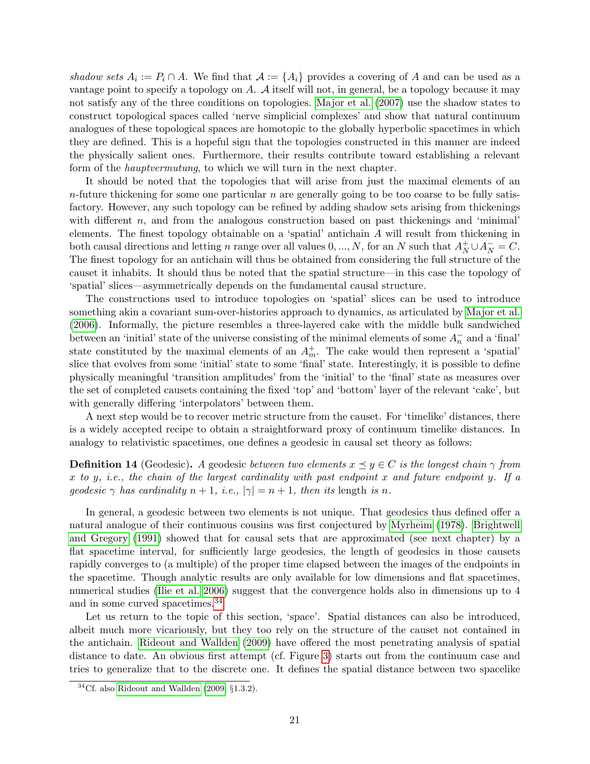*shadow sets* $A_i := P_i \cap A$. We find that $\mathcal{A} := \{A_i\}$ provides a covering of $A$ and can be used as a vantage point to specify a topology on $A$. $\mathcal{A}$ itself will not, in general, be a topology because it may not satisfy any of the three conditions on topologies. Major et al. (2007) use the shadow states to construct topological spaces called 'nerve simplicial complexes' and show that natural continuum analogues of these topological spaces are homotopic to the globally hyperbolic spacetimes in which they are defined. This is a hopeful sign that the topologies constructed in this manner are indeed the physically salient ones. Furthermore, their results contribute toward establishing a relevant form of the *hauptvermutung*, to which we will turn in the next chapter.

It should be noted that the topologies that will arise from just the maximal elements of an $n$-future thickening for some one particular $n$ are generally going to be too coarse to be fully satisfactory. However, any such topology can be refined by adding shadow sets arising from thickenings with different $n$, and from the analogous construction based on past thickenings and 'minimal' elements. The finest topology obtainable on a 'spatial' antichain $A$ will result from thickening in both causal directions and letting $n$ range over all values $0, ..., N$, for an $N$ such that $A_N^+ \cup A_N^- = C$. The finest topology for an antichain will thus be obtained from considering the full structure of the causet it inhabits. It should thus be noted that the spatial structure—in this case the topology of 'spatial' slices—asymmetrically depends on the fundamental causal structure.

The constructions used to introduce topologies on 'spatial' slices can be used to introduce something akin a covariant sum-over-histories approach to dynamics, as articulated by Major et al. (2006). Informally, the picture resembles a three-layered cake with the middle bulk sandwiched between an 'initial' state of the universe consisting of the minimal elements of some $A_n^-$ and a 'final' state constituted by the maximal elements of an $A_m^+$. The cake would then represent a 'spatial' slice that evolves from some 'initial' state to some 'final' state. Interestingly, it is possible to define physically meaningful 'transition amplitudes' from the 'initial' to the 'final' state as measures over the set of completed causets containing the fixed 'top' and 'bottom' layer of the relevant 'cake', but with generally differing 'interpolators' between them.

A next step would be to recover metric structure from the causet. For 'timelike' distances, there is a widely accepted recipe to obtain a straightforward proxy of continuum timelike distances. In analogy to relativistic spacetimes, one defines a geodesic in causal set theory as follows:

**Definition 14** (Geodesic)**.** *A* geodesic *between two elements* $x \preceq y \in C$ *is the longest chain* $\gamma$ *from* $x$ *to* $y$*, i.e., the chain of the largest cardinality with past endpoint* $x$ *and future endpoint* $y$*. If a geodesic* $\gamma$ *has cardinality* $n+1$*, i.e.,* $|\gamma| = n+1$*, then its* length *is* $n$*.*

In general, a geodesic between two elements is not unique. That geodesics thus defined offer a natural analogue of their continuous cousins was first conjectured by Myrheim (1978). Brightwell and Gregory (1991) showed that for causal sets that are approximated (see next chapter) by a flat spacetime interval, for sufficiently large geodesics, the length of geodesics in those causets rapidly converges to (a multiple) of the proper time elapsed between the images of the endpoints in the spacetime. Though analytic results are only available for low dimensions and flat spacetimes, numerical studies (Ilie et al. 2006) suggest that the convergence holds also in dimensions up to 4 and in some curved spacetimes.[34]

Let us return to the topic of this section, 'space'. Spatial distances can also be introduced, albeit much more vicariously, but they too rely on the structure of the causet not contained in the antichain. Rideout and Wallden (2009) have offered the most penetrating analysis of spatial distance to date. An obvious first attempt (cf. Figure 3) starts out from the continuum case and tries to generalize that to the discrete one. It defines the spatial distance between two spacelike

[34] Cf. also Rideout and Wallden (2009, §1.3.2).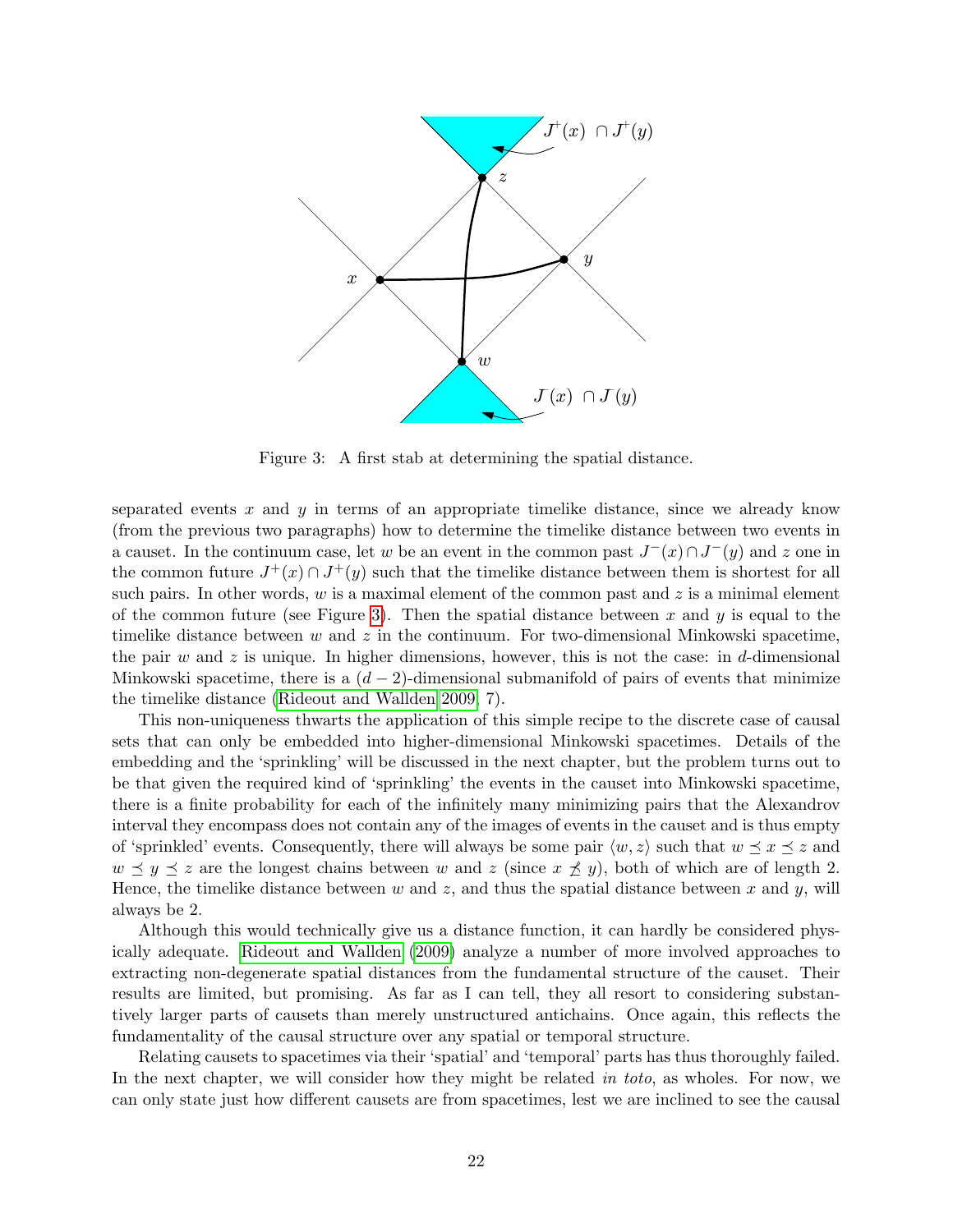Figure 3: A first stab at determining the spatial distance.

separated events $x$ and $y$ in terms of an appropriate timelike distance, since we already know (from the previous two paragraphs) how to determine the timelike distance between two events in a causet. In the continuum case, let $w$ be an event in the common past $J^-(x) \cap J^-(y)$ and $z$ one in the common future $J^+(x) \cap J^+(y)$ such that the timelike distance between them is shortest for all such pairs. In other words, $w$ is a maximal element of the common past and $z$ is a minimal element of the common future (see Figure 3). Then the spatial distance between $x$ and $y$ is equal to the timelike distance between $w$ and $z$ in the continuum. For two-dimensional Minkowski spacetime, the pair $w$ and $z$ is unique. In higher dimensions, however, this is not the case: in $d$-dimensional Minkowski spacetime, there is a $(d-2)$-dimensional submanifold of pairs of events that minimize the timelike distance (Rideout and Wallden 2009, 7).

This non-uniqueness thwarts the application of this simple recipe to the discrete case of causal sets that can only be embedded into higher-dimensional Minkowski spacetimes. Details of the embedding and the 'sprinkling' will be discussed in the next chapter, but the problem turns out to be that given the required kind of 'sprinkling' the events in the causet into Minkowski spacetime, there is a finite probability for each of the infinitely many minimizing pairs that the Alexandrov interval they encompass does not contain any of the images of events in the causet and is thus empty of 'sprinkled' events. Consequently, there will always be some pair $\langle w, z\rangle$ such that $w \preceq x \preceq z$ and $w \preceq y \preceq z$ are the longest chains between $w$ and $z$ (since $x \npreceq y$), both of which are of length 2. Hence, the timelike distance between $w$ and $z$, and thus the spatial distance between $x$ and $y$, will always be 2.

Although this would technically give us a distance function, it can hardly be considered physically adequate. Rideout and Wallden (2009) analyze a number of more involved approaches to extracting non-degenerate spatial distances from the fundamental structure of the causet. Their results are limited, but promising. As far as I can tell, they all resort to considering substantively larger parts of causets than merely unstructured antichains. Once again, this reflects the fundamentality of the causal structure over any spatial or temporal structure.

Relating causets to spacetimes via their 'spatial' and 'temporal' parts has thus thoroughly failed. In the next chapter, we will consider how they might be related *in toto*, as wholes. For now, we can only state just how different causets are from spacetimes, lest we are inclined to see the causal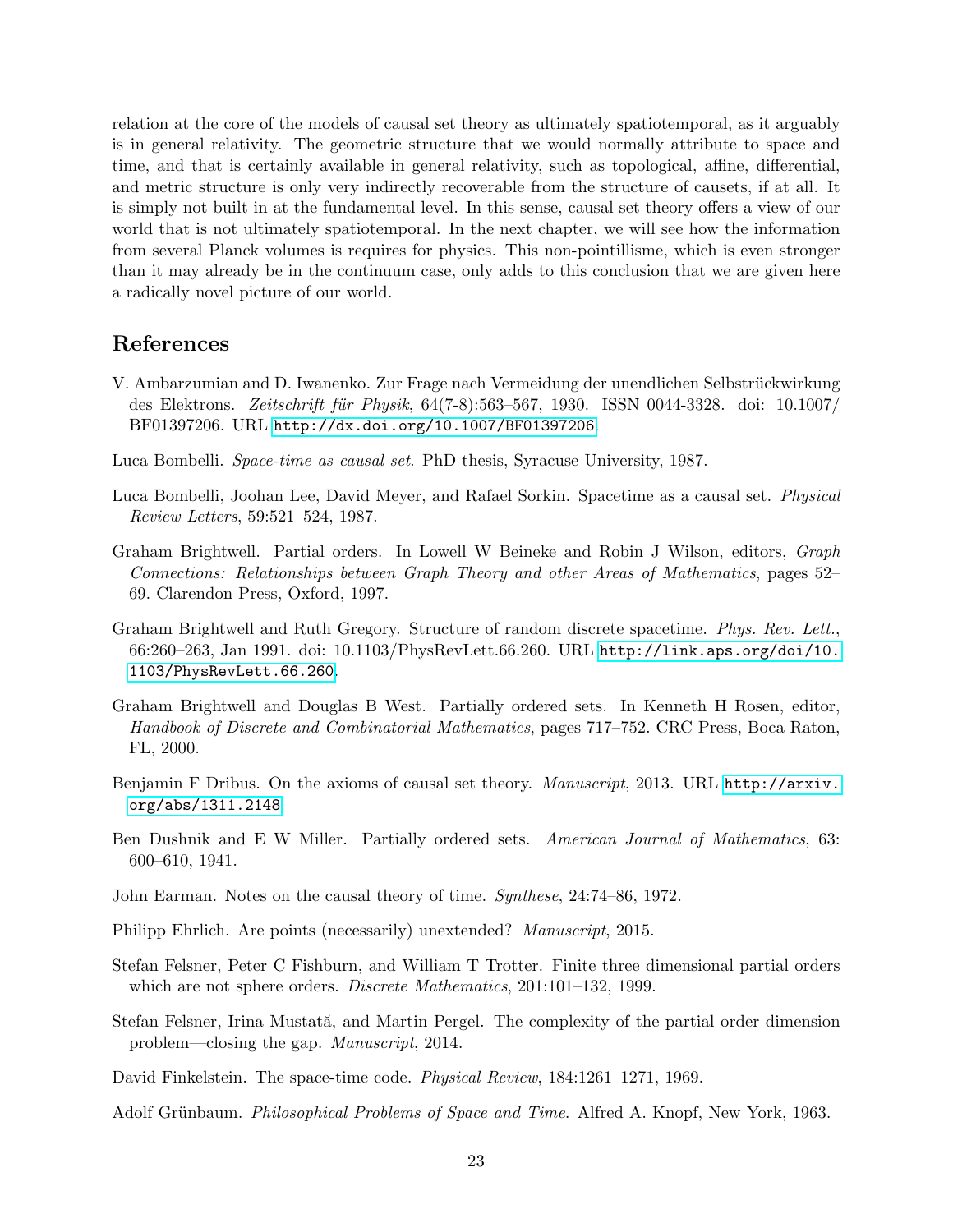relation at the core of the models of causal set theory as ultimately spatiotemporal, as it arguably is in general relativity. The geometric structure that we would normally attribute to space and time, and that is certainly available in general relativity, such as topological, affine, differential, and metric structure is only very indirectly recoverable from the structure of causets, if at all. It is simply not built in at the fundamental level. In this sense, causal set theory offers a view of our world that is not ultimately spatiotemporal. In the next chapter, we will see how the information from several Planck volumes is requires for physics. This non-pointillisme, which is even stronger than it may already be in the continuum case, only adds to this conclusion that we are given here a radically novel picture of our world.

## References

V. Ambarzumian and D. Iwanenko. Zur Frage nach Vermeidung der unendlichen Selbstrückwirkung des Elektrons. *Zeitschrift für Physik*, 64(7-8):563–567, 1930. ISSN 0044-3328. doi: 10.1007/BF01397206. URL http://dx.doi.org/10.1007/BF01397206.

Luca Bombelli. *Space-time as causal set*. PhD thesis, Syracuse University, 1987.

Luca Bombelli, Joohan Lee, David Meyer, and Rafael Sorkin. Spacetime as a causal set. *Physical Review Letters*, 59:521–524, 1987.

Graham Brightwell. Partial orders. In Lowell W Beineke and Robin J Wilson, editors, *Graph Connections: Relationships between Graph Theory and other Areas of Mathematics*, pages 52–69. Clarendon Press, Oxford, 1997.

Graham Brightwell and Ruth Gregory. Structure of random discrete spacetime. *Phys. Rev. Lett.*, 66:260–263, Jan 1991. doi: 10.1103/PhysRevLett.66.260. URL http://link.aps.org/doi/10.1103/PhysRevLett.66.260.

Graham Brightwell and Douglas B West. Partially ordered sets. In Kenneth H Rosen, editor, *Handbook of Discrete and Combinatorial Mathematics*, pages 717–752. CRC Press, Boca Raton, FL, 2000.

Benjamin F Dribus. On the axioms of causal set theory. *Manuscript*, 2013. URL http://arxiv.org/abs/1311.2148.

Ben Dushnik and E W Miller. Partially ordered sets. *American Journal of Mathematics*, 63: 600–610, 1941.

John Earman. Notes on the causal theory of time. *Synthese*, 24:74–86, 1972.

Philipp Ehrlich. Are points (necessarily) unextended? *Manuscript*, 2015.

Stefan Felsner, Peter C Fishburn, and William T Trotter. Finite three dimensional partial orders which are not sphere orders. *Discrete Mathematics*, 201:101–132, 1999.

Stefan Felsner, Irina Mustaţă, and Martin Pergel. The complexity of the partial order dimension problem—closing the gap. *Manuscript*, 2014.

David Finkelstein. The space-time code. *Physical Review*, 184:1261–1271, 1969.

Adolf Grünbaum. *Philosophical Problems of Space and Time*. Alfred A. Knopf, New York, 1963.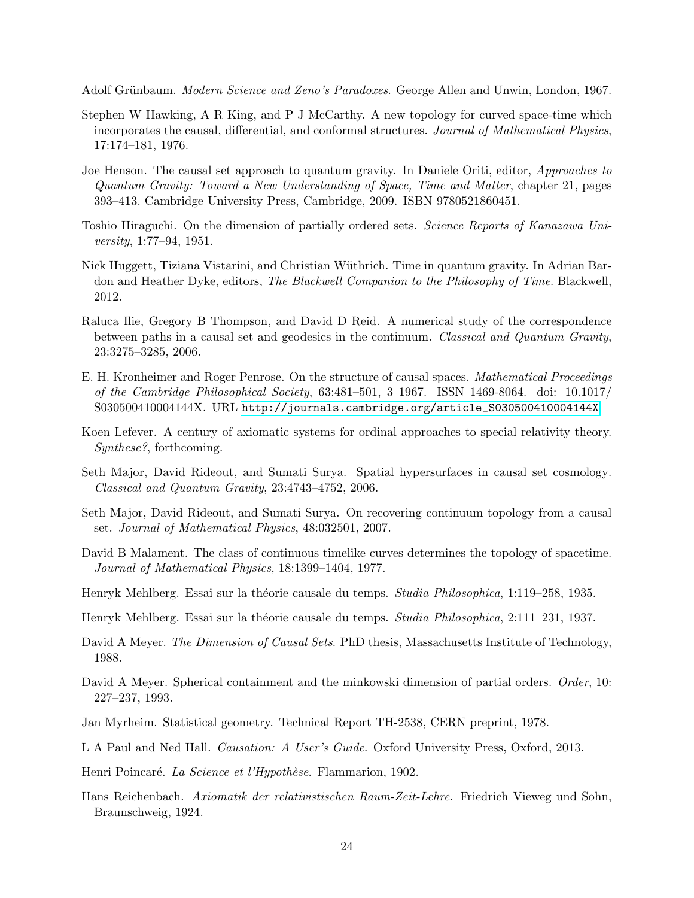Adolf Grünbaum. *Modern Science and Zeno's Paradoxes*. George Allen and Unwin, London, 1967.

Stephen W Hawking, A R King, and P J McCarthy. A new topology for curved space-time which incorporates the causal, differential, and conformal structures. *Journal of Mathematical Physics*, 17:174–181, 1976.

Joe Henson. The causal set approach to quantum gravity. In Daniele Oriti, editor, *Approaches to Quantum Gravity: Toward a New Understanding of Space, Time and Matter*, chapter 21, pages 393–413. Cambridge University Press, Cambridge, 2009. ISBN 9780521860451.

Toshio Hiraguchi. On the dimension of partially ordered sets. *Science Reports of Kanazawa University*, 1:77–94, 1951.

Nick Huggett, Tiziana Vistarini, and Christian Wüthrich. Time in quantum gravity. In Adrian Bardon and Heather Dyke, editors, *The Blackwell Companion to the Philosophy of Time*. Blackwell, 2012.

Raluca Ilie, Gregory B Thompson, and David D Reid. A numerical study of the correspondence between paths in a causal set and geodesics in the continuum. *Classical and Quantum Gravity*, 23:3275–3285, 2006.

E. H. Kronheimer and Roger Penrose. On the structure of causal spaces. *Mathematical Proceedings of the Cambridge Philosophical Society*, 63:481–501, 3 1967. ISSN 1469-8064. doi: 10.1017/S030500410004144X. URL http://journals.cambridge.org/article_S030500410004144X.

Koen Lefever. A century of axiomatic systems for ordinal approaches to special relativity theory. *Synthese?*, forthcoming.

Seth Major, David Rideout, and Sumati Surya. Spatial hypersurfaces in causal set cosmology. *Classical and Quantum Gravity*, 23:4743–4752, 2006.

Seth Major, David Rideout, and Sumati Surya. On recovering continuum topology from a causal set. *Journal of Mathematical Physics*, 48:032501, 2007.

David B Malament. The class of continuous timelike curves determines the topology of spacetime. *Journal of Mathematical Physics*, 18:1399–1404, 1977.

Henryk Mehlberg. Essai sur la théorie causale du temps. *Studia Philosophica*, 1:119–258, 1935.

Henryk Mehlberg. Essai sur la théorie causale du temps. *Studia Philosophica*, 2:111–231, 1937.

David A Meyer. *The Dimension of Causal Sets*. PhD thesis, Massachusetts Institute of Technology, 1988.

David A Meyer. Spherical containment and the minkowski dimension of partial orders. *Order*, 10: 227–237, 1993.

Jan Myrheim. Statistical geometry. Technical Report TH-2538, CERN preprint, 1978.

L A Paul and Ned Hall. *Causation: A User's Guide*. Oxford University Press, Oxford, 2013.

Henri Poincaré. *La Science et l'Hypothèse*. Flammarion, 1902.

Hans Reichenbach. *Axiomatik der relativistischen Raum-Zeit-Lehre*. Friedrich Vieweg und Sohn, Braunschweig, 1924.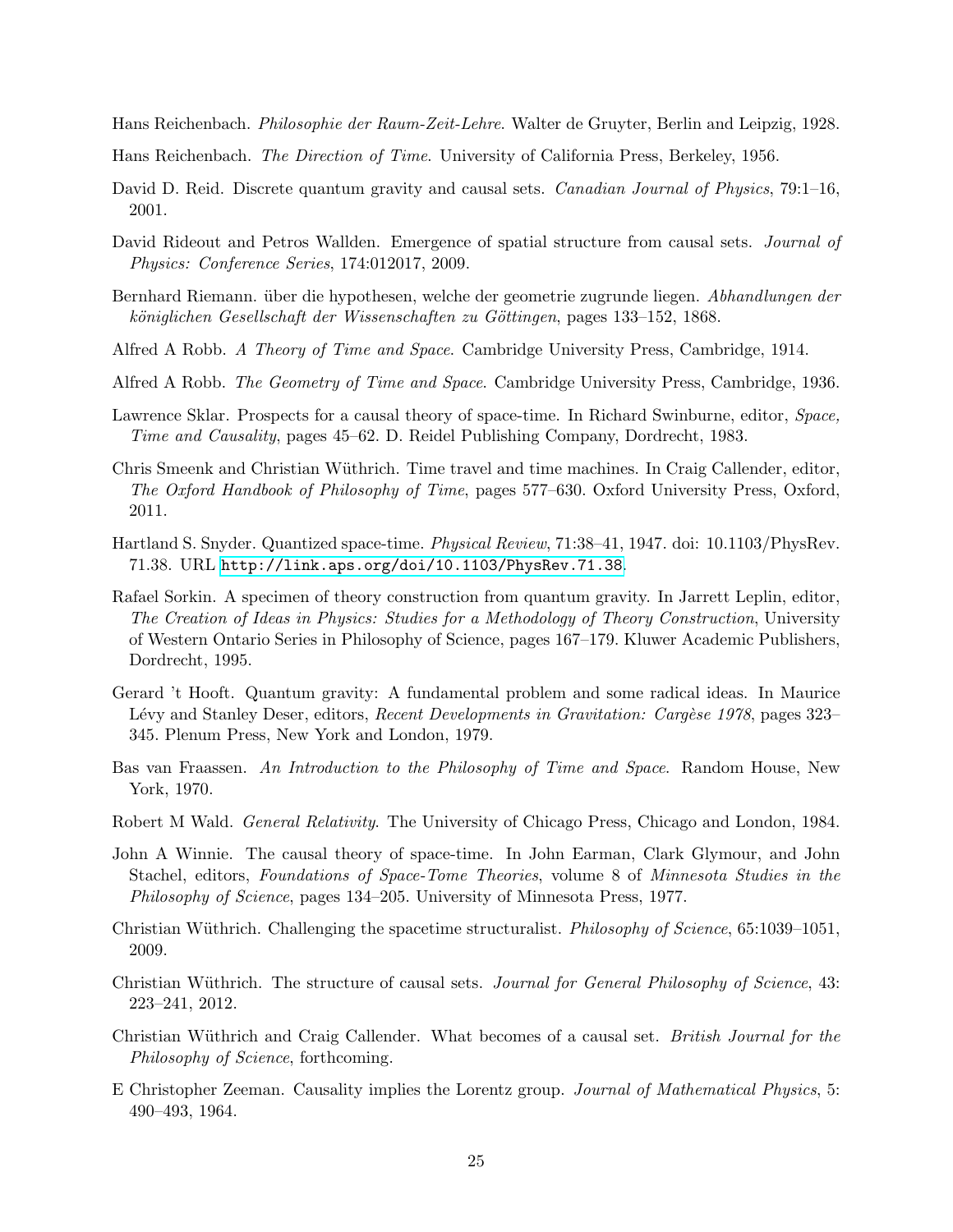Hans Reichenbach. *Philosophie der Raum-Zeit-Lehre*. Walter de Gruyter, Berlin and Leipzig, 1928.

Hans Reichenbach. *The Direction of Time*. University of California Press, Berkeley, 1956.

David D. Reid. Discrete quantum gravity and causal sets. *Canadian Journal of Physics*, 79:1–16, 2001.

David Rideout and Petros Wallden. Emergence of spatial structure from causal sets. *Journal of Physics: Conference Series*, 174:012017, 2009.

Bernhard Riemann. über die hypothesen, welche der geometrie zugrunde liegen. *Abhandlungen der königlichen Gesellschaft der Wissenschaften zu Göttingen*, pages 133–152, 1868.

Alfred A Robb. *A Theory of Time and Space*. Cambridge University Press, Cambridge, 1914.

Alfred A Robb. *The Geometry of Time and Space*. Cambridge University Press, Cambridge, 1936.

Lawrence Sklar. Prospects for a causal theory of space-time. In Richard Swinburne, editor, *Space, Time and Causality*, pages 45–62. D. Reidel Publishing Company, Dordrecht, 1983.

Chris Smeenk and Christian Wüthrich. Time travel and time machines. In Craig Callender, editor, *The Oxford Handbook of Philosophy of Time*, pages 577–630. Oxford University Press, Oxford, 2011.

Hartland S. Snyder. Quantized space-time. *Physical Review*, 71:38–41, 1947. doi: 10.1103/PhysRev.71.38. URL http://link.aps.org/doi/10.1103/PhysRev.71.38.

Rafael Sorkin. A specimen of theory construction from quantum gravity. In Jarrett Leplin, editor, *The Creation of Ideas in Physics: Studies for a Methodology of Theory Construction*, University of Western Ontario Series in Philosophy of Science, pages 167–179. Kluwer Academic Publishers, Dordrecht, 1995.

Gerard 't Hooft. Quantum gravity: A fundamental problem and some radical ideas. In Maurice Lévy and Stanley Deser, editors, *Recent Developments in Gravitation: Cargèse 1978*, pages 323–345. Plenum Press, New York and London, 1979.

Bas van Fraassen. *An Introduction to the Philosophy of Time and Space*. Random House, New York, 1970.

Robert M Wald. *General Relativity*. The University of Chicago Press, Chicago and London, 1984.

John A Winnie. The causal theory of space-time. In John Earman, Clark Glymour, and John Stachel, editors, *Foundations of Space-Tome Theories*, volume 8 of *Minnesota Studies in the Philosophy of Science*, pages 134–205. University of Minnesota Press, 1977.

Christian Wüthrich. Challenging the spacetime structuralist. *Philosophy of Science*, 65:1039–1051, 2009.

Christian Wüthrich. The structure of causal sets. *Journal for General Philosophy of Science*, 43: 223–241, 2012.

Christian Wüthrich and Craig Callender. What becomes of a causal set. *British Journal for the Philosophy of Science*, forthcoming.

E Christopher Zeeman. Causality implies the Lorentz group. *Journal of Mathematical Physics*, 5: 490–493, 1964.